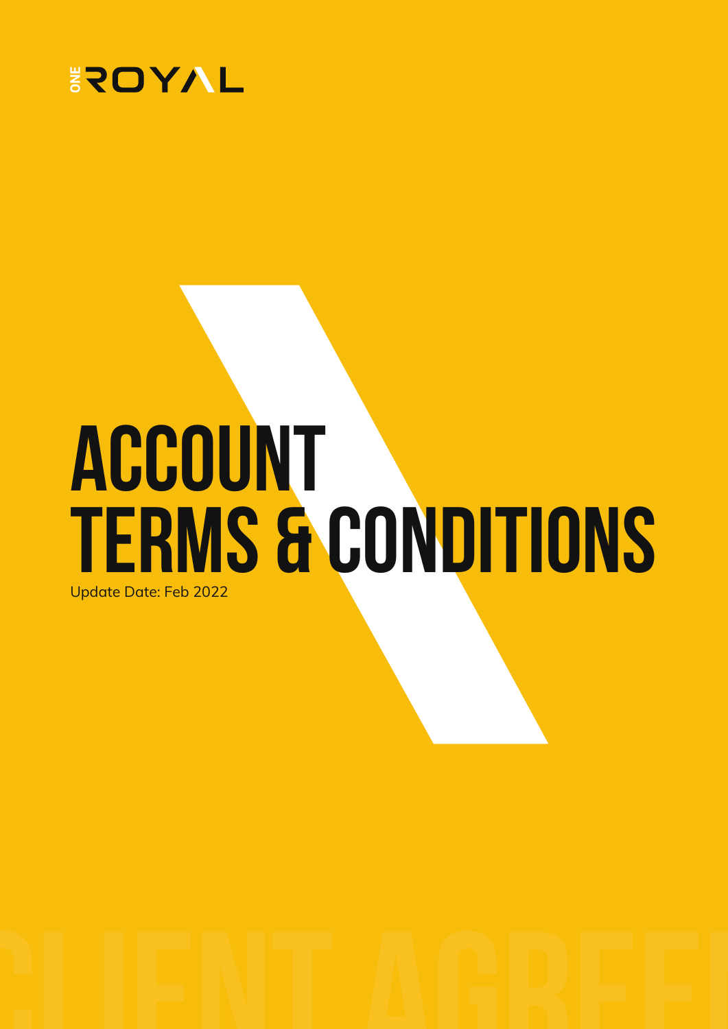ONE ROYAL

# ACCOUNT TERMS & CONDITIONS

Update Date: Feb 2022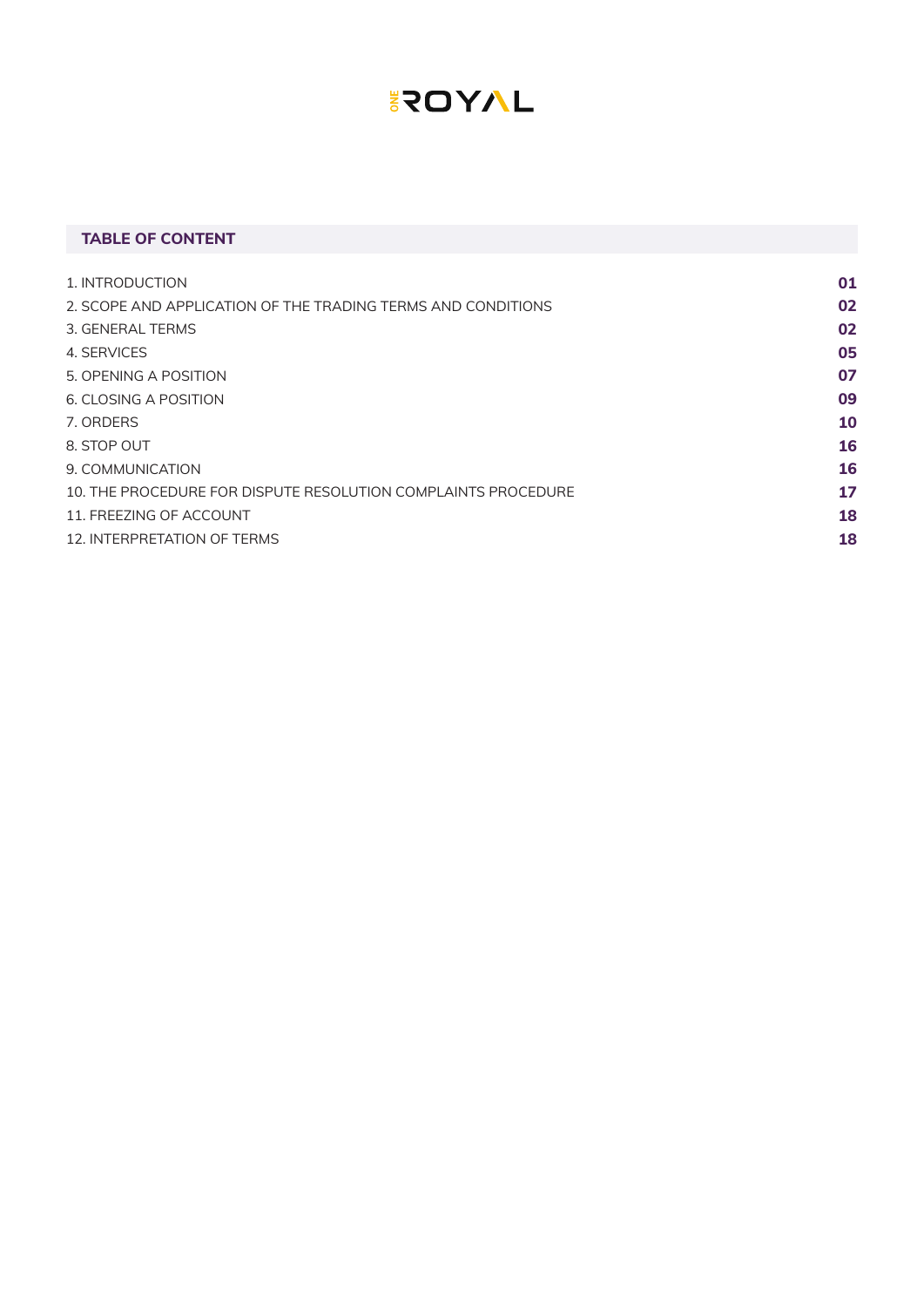ONE ROYAL

## TABLE OF CONTENT

| | |
|---|---|
| 1. INTRODUCTION | 01 |
| 2. SCOPE AND APPLICATION OF THE TRADING TERMS AND CONDITIONS | 02 |
| 3. GENERAL TERMS | 02 |
| 4. SERVICES | 05 |
| 5. OPENING A POSITION | 07 |
| 6. CLOSING A POSITION | 09 |
| 7. ORDERS | 10 |
| 8. STOP OUT | 16 |
| 9. COMMUNICATION | 16 |
| 10. THE PROCEDURE FOR DISPUTE RESOLUTION COMPLAINTS PROCEDURE | 17 |
| 11. FREEZING OF ACCOUNT | 18 |
| 12. INTERPRETATION OF TERMS | 18 |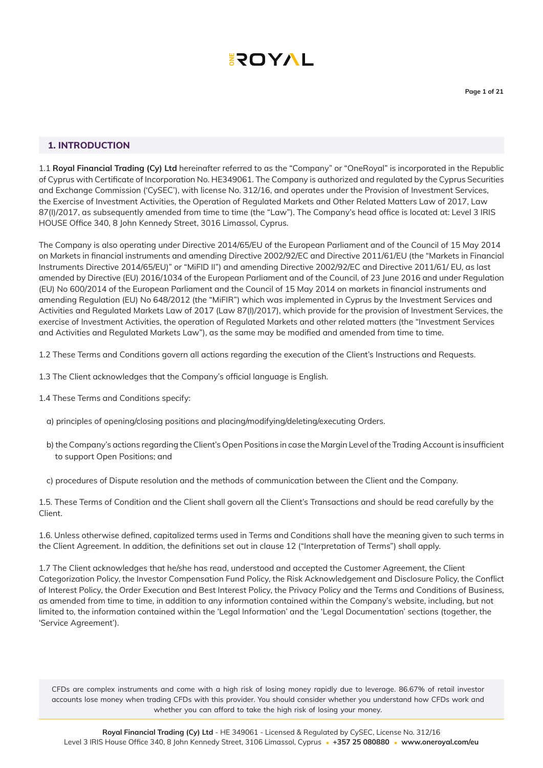## 1. INTRODUCTION

1.1 **Royal Financial Trading (Cy) Ltd** hereinafter referred to as the "Company" or "OneRoyal" is incorporated in the Republic of Cyprus with Certificate of Incorporation No. HE349061. The Company is authorized and regulated by the Cyprus Securities and Exchange Commission ('CySEC'), with license No. 312/16, and operates under the Provision of Investment Services, the Exercise of Investment Activities, the Operation of Regulated Markets and Other Related Matters Law of 2017, Law 87(I)/2017, as subsequently amended from time to time (the "Law"). The Company's head office is located at: Level 3 IRIS HOUSE Office 340, 8 John Kennedy Street, 3016 Limassol, Cyprus.

The Company is also operating under Directive 2014/65/EU of the European Parliament and of the Council of 15 May 2014 on Markets in financial instruments and amending Directive 2002/92/EC and Directive 2011/61/EU (the "Markets in Financial Instruments Directive 2014/65/EU)" or "MiFID II") and amending Directive 2002/92/EC and Directive 2011/61/ EU, as last amended by Directive (EU) 2016/1034 of the European Parliament and of the Council, of 23 June 2016 and under Regulation (EU) No 600/2014 of the European Parliament and the Council of 15 May 2014 on markets in financial instruments and amending Regulation (EU) No 648/2012 (the "MiFIR") which was implemented in Cyprus by the Investment Services and Activities and Regulated Markets Law of 2017 (Law 87(I)/2017), which provide for the provision of Investment Services, the exercise of Investment Activities, the operation of Regulated Markets and other related matters (the "Investment Services and Activities and Regulated Markets Law"), as the same may be modified and amended from time to time.

1.2 These Terms and Conditions govern all actions regarding the execution of the Client's Instructions and Requests.

1.3 The Client acknowledges that the Company's official language is English.

1.4 These Terms and Conditions specify:

a) principles of opening/closing positions and placing/modifying/deleting/executing Orders.

b) the Company's actions regarding the Client's Open Positions in case the Margin Level of the Trading Account is insufficient to support Open Positions; and

c) procedures of Dispute resolution and the methods of communication between the Client and the Company.

1.5. These Terms of Condition and the Client shall govern all the Client's Transactions and should be read carefully by the Client.

1.6. Unless otherwise defined, capitalized terms used in Terms and Conditions shall have the meaning given to such terms in the Client Agreement. In addition, the definitions set out in clause 12 ("Interpretation of Terms") shall apply.

1.7 The Client acknowledges that he/she has read, understood and accepted the Customer Agreement, the Client Categorization Policy, the Investor Compensation Fund Policy, the Risk Acknowledgement and Disclosure Policy, the Conflict of Interest Policy, the Order Execution and Best Interest Policy, the Privacy Policy and the Terms and Conditions of Business, as amended from time to time, in addition to any information contained within the Company's website, including, but not limited to, the information contained within the 'Legal Information' and the 'Legal Documentation' sections (together, the 'Service Agreement').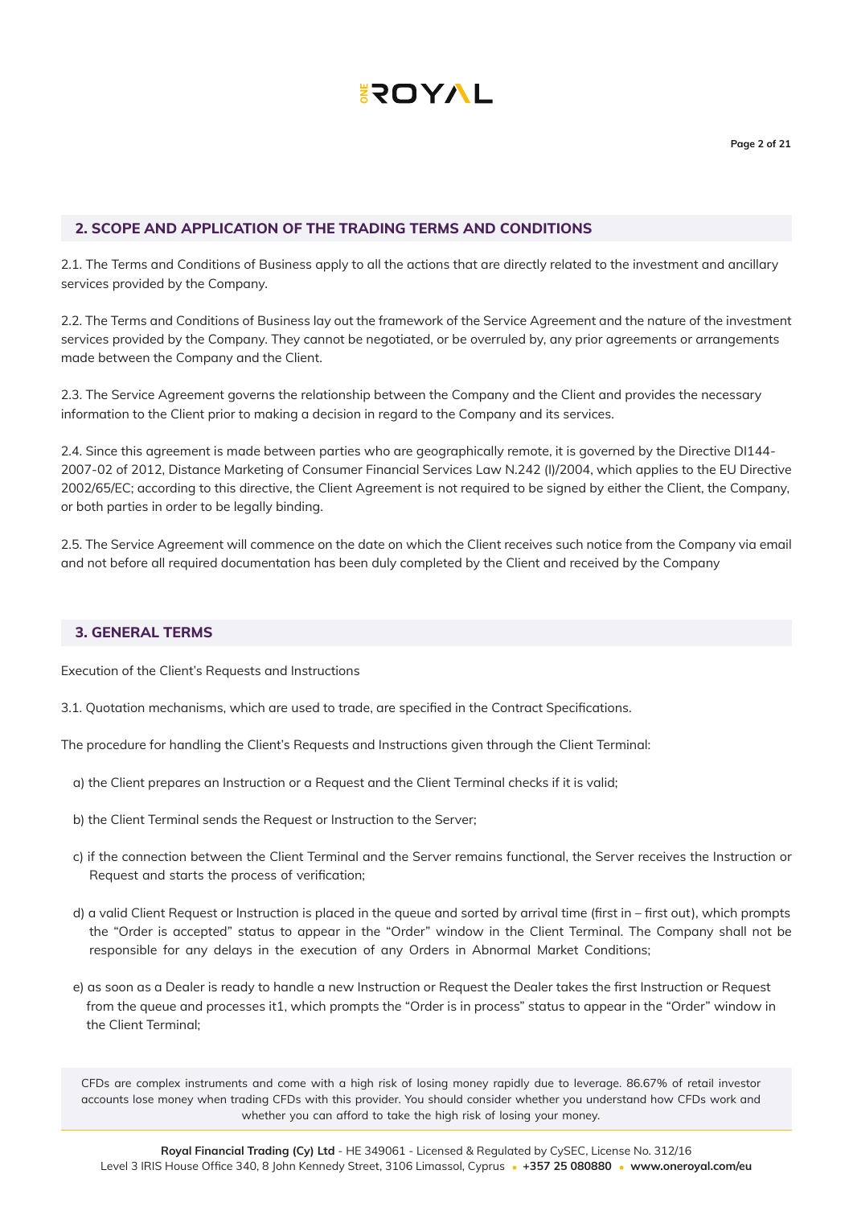## 2. SCOPE AND APPLICATION OF THE TRADING TERMS AND CONDITIONS

2.1. The Terms and Conditions of Business apply to all the actions that are directly related to the investment and ancillary services provided by the Company.

2.2. The Terms and Conditions of Business lay out the framework of the Service Agreement and the nature of the investment services provided by the Company. They cannot be negotiated, or be overruled by, any prior agreements or arrangements made between the Company and the Client.

2.3. The Service Agreement governs the relationship between the Company and the Client and provides the necessary information to the Client prior to making a decision in regard to the Company and its services.

2.4. Since this agreement is made between parties who are geographically remote, it is governed by the Directive DI144-2007-02 of 2012, Distance Marketing of Consumer Financial Services Law N.242 (I)/2004, which applies to the EU Directive 2002/65/EC; according to this directive, the Client Agreement is not required to be signed by either the Client, the Company, or both parties in order to be legally binding.

2.5. The Service Agreement will commence on the date on which the Client receives such notice from the Company via email and not before all required documentation has been duly completed by the Client and received by the Company

## 3. GENERAL TERMS

Execution of the Client's Requests and Instructions

3.1. Quotation mechanisms, which are used to trade, are specified in the Contract Specifications.

The procedure for handling the Client's Requests and Instructions given through the Client Terminal:

a) the Client prepares an Instruction or a Request and the Client Terminal checks if it is valid;

b) the Client Terminal sends the Request or Instruction to the Server;

c) if the connection between the Client Terminal and the Server remains functional, the Server receives the Instruction or Request and starts the process of verification;

d) a valid Client Request or Instruction is placed in the queue and sorted by arrival time (first in – first out), which prompts the "Order is accepted" status to appear in the "Order" window in the Client Terminal. The Company shall not be responsible for any delays in the execution of any Orders in Abnormal Market Conditions;

e) as soon as a Dealer is ready to handle a new Instruction or Request the Dealer takes the first Instruction or Request from the queue and processes it1, which prompts the "Order is in process" status to appear in the "Order" window in the Client Terminal;

CFDs are complex instruments and come with a high risk of losing money rapidly due to leverage. 86.67% of retail investor accounts lose money when trading CFDs with this provider. You should consider whether you understand how CFDs work and whether you can afford to take the high risk of losing your money.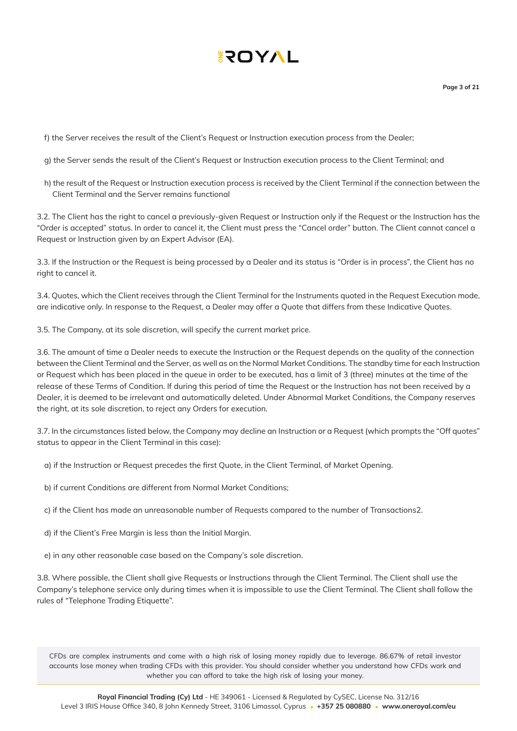f) the Server receives the result of the Client's Request or Instruction execution process from the Dealer;

g) the Server sends the result of the Client's Request or Instruction execution process to the Client Terminal; and

h) the result of the Request or Instruction execution process is received by the Client Terminal if the connection between the Client Terminal and the Server remains functional

3.2. The Client has the right to cancel a previously-given Request or Instruction only if the Request or the Instruction has the "Order is accepted" status. In order to cancel it, the Client must press the "Cancel order" button. The Client cannot cancel a Request or Instruction given by an Expert Advisor (EA).

3.3. If the Instruction or the Request is being processed by a Dealer and its status is "Order is in process", the Client has no right to cancel it.

3.4. Quotes, which the Client receives through the Client Terminal for the Instruments quoted in the Request Execution mode, are indicative only. In response to the Request, a Dealer may offer a Quote that differs from these Indicative Quotes.

3.5. The Company, at its sole discretion, will specify the current market price.

3.6. The amount of time a Dealer needs to execute the Instruction or the Request depends on the quality of the connection between the Client Terminal and the Server, as well as on the Normal Market Conditions. The standby time for each Instruction or Request which has been placed in the queue in order to be executed, has a limit of 3 (three) minutes at the time of the release of these Terms of Condition. If during this period of time the Request or the Instruction has not been received by a Dealer, it is deemed to be irrelevant and automatically deleted. Under Abnormal Market Conditions, the Company reserves the right, at its sole discretion, to reject any Orders for execution.

3.7. In the circumstances listed below, the Company may decline an Instruction or a Request (which prompts the "Off quotes" status to appear in the Client Terminal in this case):

a) if the Instruction or Request precedes the first Quote, in the Client Terminal, of Market Opening.

b) if current Conditions are different from Normal Market Conditions;

c) if the Client has made an unreasonable number of Requests compared to the number of Transactions2.

d) if the Client's Free Margin is less than the Initial Margin.

e) in any other reasonable case based on the Company's sole discretion.

3.8. Where possible, the Client shall give Requests or Instructions through the Client Terminal. The Client shall use the Company's telephone service only during times when it is impossible to use the Client Terminal. The Client shall follow the rules of "Telephone Trading Etiquette".

CFDs are complex instruments and come with a high risk of losing money rapidly due to leverage. 86.67% of retail investor accounts lose money when trading CFDs with this provider. You should consider whether you understand how CFDs work and whether you can afford to take the high risk of losing your money.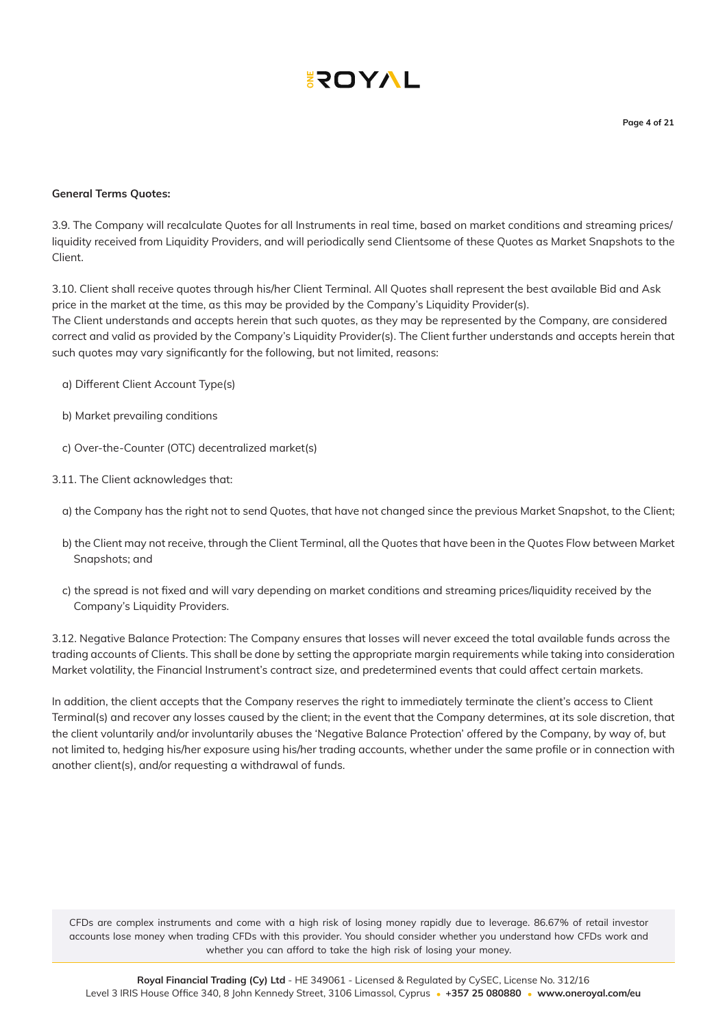**General Terms Quotes:**

3.9. The Company will recalculate Quotes for all Instruments in real time, based on market conditions and streaming prices/ liquidity received from Liquidity Providers, and will periodically send Clientsome of these Quotes as Market Snapshots to the Client.

3.10. Client shall receive quotes through his/her Client Terminal. All Quotes shall represent the best available Bid and Ask price in the market at the time, as this may be provided by the Company's Liquidity Provider(s).
The Client understands and accepts herein that such quotes, as they may be represented by the Company, are considered correct and valid as provided by the Company's Liquidity Provider(s). The Client further understands and accepts herein that such quotes may vary significantly for the following, but not limited, reasons:

a) Different Client Account Type(s)

b) Market prevailing conditions

c) Over-the-Counter (OTC) decentralized market(s)

3.11. The Client acknowledges that:

a) the Company has the right not to send Quotes, that have not changed since the previous Market Snapshot, to the Client;

b) the Client may not receive, through the Client Terminal, all the Quotes that have been in the Quotes Flow between Market Snapshots; and

c) the spread is not fixed and will vary depending on market conditions and streaming prices/liquidity received by the Company's Liquidity Providers.

3.12. Negative Balance Protection: The Company ensures that losses will never exceed the total available funds across the trading accounts of Clients. This shall be done by setting the appropriate margin requirements while taking into consideration Market volatility, the Financial Instrument's contract size, and predetermined events that could affect certain markets.

In addition, the client accepts that the Company reserves the right to immediately terminate the client's access to Client Terminal(s) and recover any losses caused by the client; in the event that the Company determines, at its sole discretion, that the client voluntarily and/or involuntarily abuses the 'Negative Balance Protection' offered by the Company, by way of, but not limited to, hedging his/her exposure using his/her trading accounts, whether under the same profile or in connection with another client(s), and/or requesting a withdrawal of funds.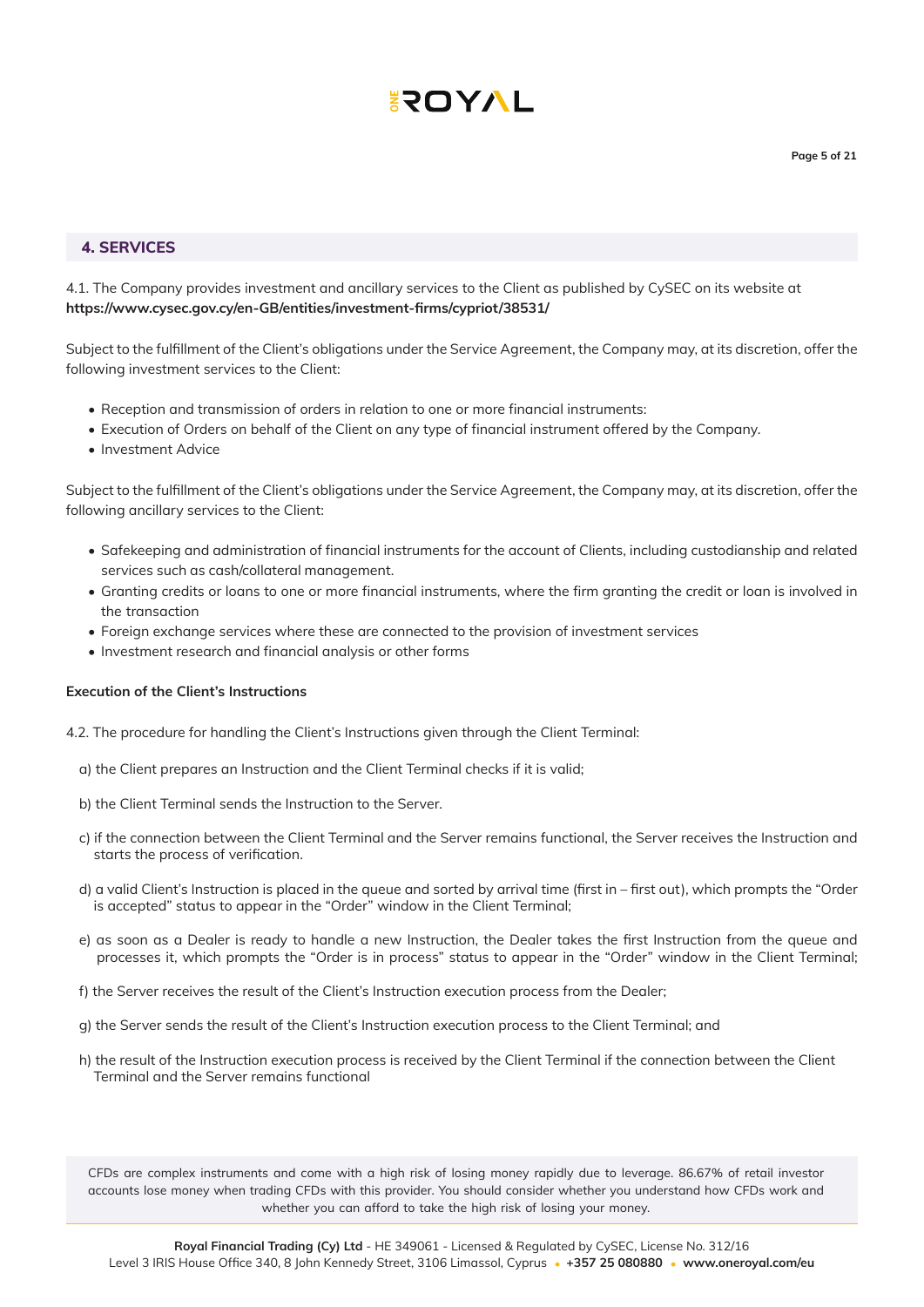## 4. SERVICES

4.1. The Company provides investment and ancillary services to the Client as published by CySEC on its website at **https://www.cysec.gov.cy/en-GB/entities/investment-firms/cypriot/38531/**

Subject to the fulfillment of the Client's obligations under the Service Agreement, the Company may, at its discretion, offer the following investment services to the Client:

- Reception and transmission of orders in relation to one or more financial instruments:
- Execution of Orders on behalf of the Client on any type of financial instrument offered by the Company.
- Investment Advice

Subject to the fulfillment of the Client's obligations under the Service Agreement, the Company may, at its discretion, offer the following ancillary services to the Client:

- Safekeeping and administration of financial instruments for the account of Clients, including custodianship and related services such as cash/collateral management.
- Granting credits or loans to one or more financial instruments, where the firm granting the credit or loan is involved in the transaction
- Foreign exchange services where these are connected to the provision of investment services
- Investment research and financial analysis or other forms

**Execution of the Client's Instructions**

4.2. The procedure for handling the Client's Instructions given through the Client Terminal:

a) the Client prepares an Instruction and the Client Terminal checks if it is valid;

b) the Client Terminal sends the Instruction to the Server.

c) if the connection between the Client Terminal and the Server remains functional, the Server receives the Instruction and starts the process of verification.

d) a valid Client's Instruction is placed in the queue and sorted by arrival time (first in – first out), which prompts the "Order is accepted" status to appear in the "Order" window in the Client Terminal;

e) as soon as a Dealer is ready to handle a new Instruction, the Dealer takes the first Instruction from the queue and processes it, which prompts the "Order is in process" status to appear in the "Order" window in the Client Terminal;

f) the Server receives the result of the Client's Instruction execution process from the Dealer;

g) the Server sends the result of the Client's Instruction execution process to the Client Terminal; and

h) the result of the Instruction execution process is received by the Client Terminal if the connection between the Client Terminal and the Server remains functional

CFDs are complex instruments and come with a high risk of losing money rapidly due to leverage. 86.67% of retail investor accounts lose money when trading CFDs with this provider. You should consider whether you understand how CFDs work and whether you can afford to take the high risk of losing your money.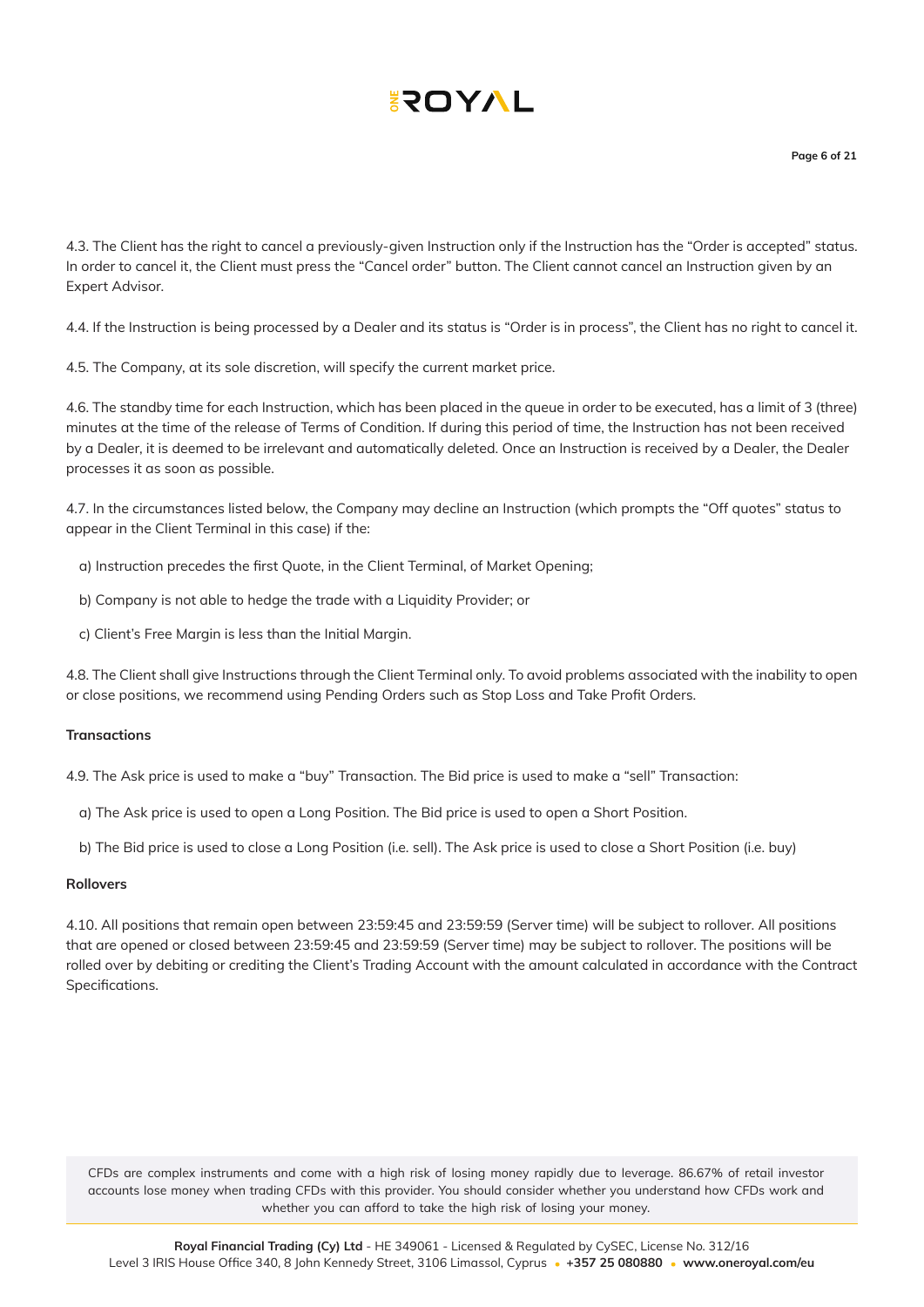4.3. The Client has the right to cancel a previously-given Instruction only if the Instruction has the "Order is accepted" status. In order to cancel it, the Client must press the "Cancel order" button. The Client cannot cancel an Instruction given by an Expert Advisor.

4.4. If the Instruction is being processed by a Dealer and its status is "Order is in process", the Client has no right to cancel it.

4.5. The Company, at its sole discretion, will specify the current market price.

4.6. The standby time for each Instruction, which has been placed in the queue in order to be executed, has a limit of 3 (three) minutes at the time of the release of Terms of Condition. If during this period of time, the Instruction has not been received by a Dealer, it is deemed to be irrelevant and automatically deleted. Once an Instruction is received by a Dealer, the Dealer processes it as soon as possible.

4.7. In the circumstances listed below, the Company may decline an Instruction (which prompts the "Off quotes" status to appear in the Client Terminal in this case) if the:

a) Instruction precedes the first Quote, in the Client Terminal, of Market Opening;

b) Company is not able to hedge the trade with a Liquidity Provider; or

c) Client's Free Margin is less than the Initial Margin.

4.8. The Client shall give Instructions through the Client Terminal only. To avoid problems associated with the inability to open or close positions, we recommend using Pending Orders such as Stop Loss and Take Profit Orders.

**Transactions**

4.9. The Ask price is used to make a "buy" Transaction. The Bid price is used to make a "sell" Transaction:

a) The Ask price is used to open a Long Position. The Bid price is used to open a Short Position.

b) The Bid price is used to close a Long Position (i.e. sell). The Ask price is used to close a Short Position (i.e. buy)

**Rollovers**

4.10. All positions that remain open between 23:59:45 and 23:59:59 (Server time) will be subject to rollover. All positions that are opened or closed between 23:59:45 and 23:59:59 (Server time) may be subject to rollover. The positions will be rolled over by debiting or crediting the Client's Trading Account with the amount calculated in accordance with the Contract Specifications.

CFDs are complex instruments and come with a high risk of losing money rapidly due to leverage. 86.67% of retail investor accounts lose money when trading CFDs with this provider. You should consider whether you understand how CFDs work and whether you can afford to take the high risk of losing your money.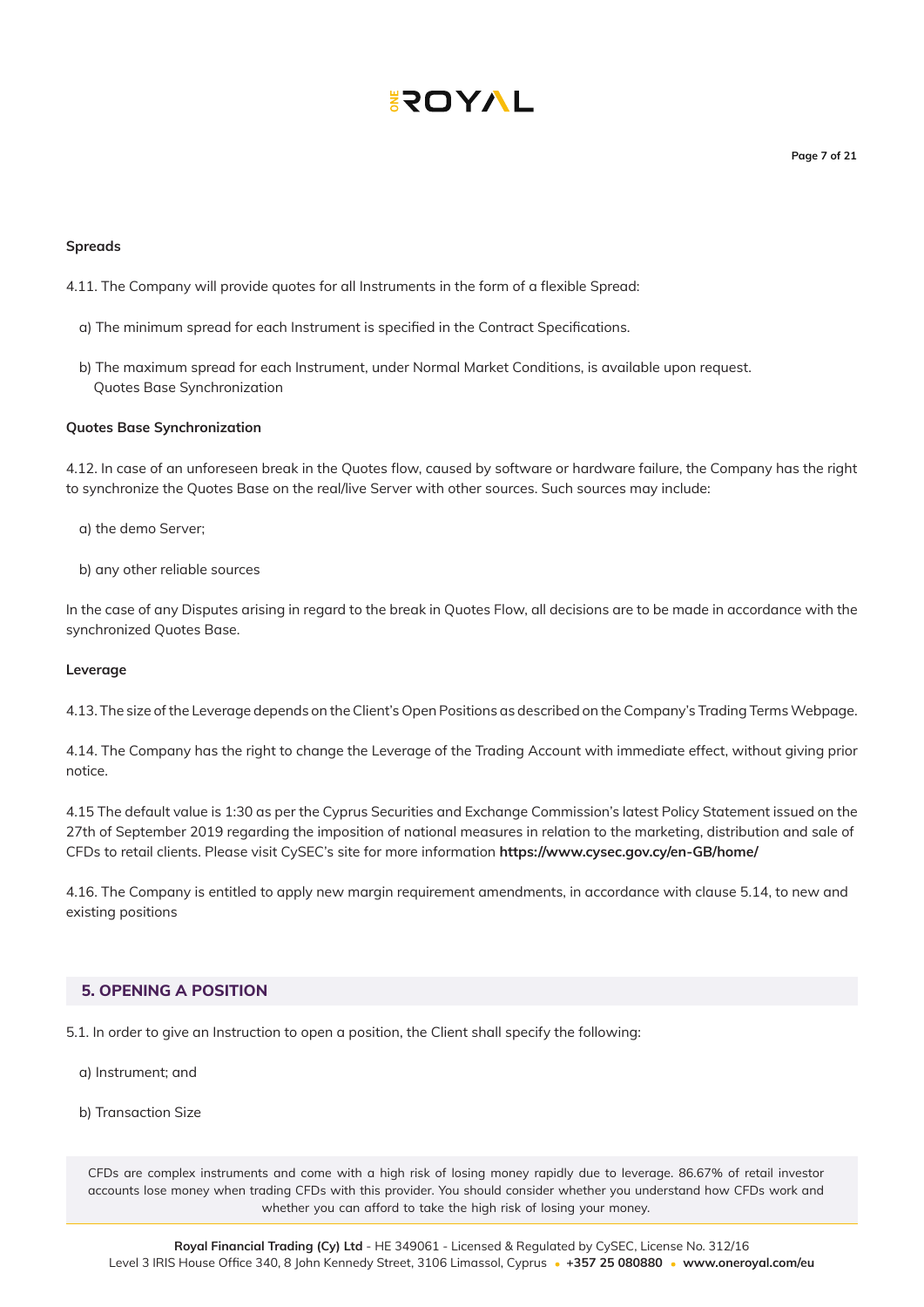**Spreads**

4.11. The Company will provide quotes for all Instruments in the form of a flexible Spread:

a) The minimum spread for each Instrument is specified in the Contract Specifications.

b) The maximum spread for each Instrument, under Normal Market Conditions, is available upon request.
Quotes Base Synchronization

**Quotes Base Synchronization**

4.12. In case of an unforeseen break in the Quotes flow, caused by software or hardware failure, the Company has the right to synchronize the Quotes Base on the real/live Server with other sources. Such sources may include:

a) the demo Server;

b) any other reliable sources

In the case of any Disputes arising in regard to the break in Quotes Flow, all decisions are to be made in accordance with the synchronized Quotes Base.

**Leverage**

4.13. The size of the Leverage depends on the Client's Open Positions as described on the Company's Trading Terms Webpage.

4.14. The Company has the right to change the Leverage of the Trading Account with immediate effect, without giving prior notice.

4.15 The default value is 1:30 as per the Cyprus Securities and Exchange Commission's latest Policy Statement issued on the 27th of September 2019 regarding the imposition of national measures in relation to the marketing, distribution and sale of CFDs to retail clients. Please visit CySEC's site for more information **https://www.cysec.gov.cy/en-GB/home/**

4.16. The Company is entitled to apply new margin requirement amendments, in accordance with clause 5.14, to new and existing positions

## 5. OPENING A POSITION

5.1. In order to give an Instruction to open a position, the Client shall specify the following:

a) Instrument; and

b) Transaction Size

CFDs are complex instruments and come with a high risk of losing money rapidly due to leverage. 86.67% of retail investor accounts lose money when trading CFDs with this provider. You should consider whether you understand how CFDs work and whether you can afford to take the high risk of losing your money.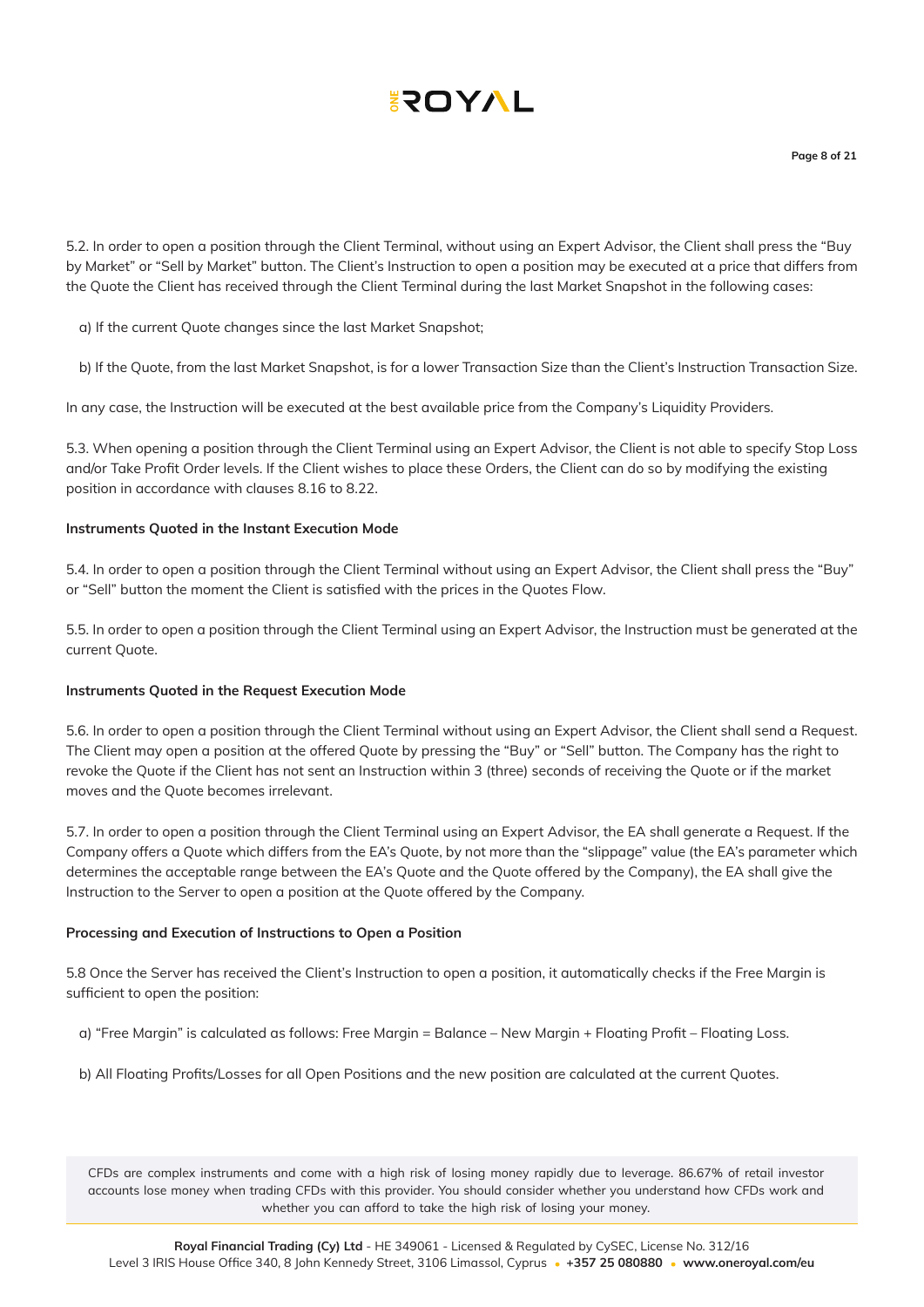5.2. In order to open a position through the Client Terminal, without using an Expert Advisor, the Client shall press the “Buy by Market” or “Sell by Market” button. The Client’s Instruction to open a position may be executed at a price that differs from the Quote the Client has received through the Client Terminal during the last Market Snapshot in the following cases:

a) If the current Quote changes since the last Market Snapshot;

b) If the Quote, from the last Market Snapshot, is for a lower Transaction Size than the Client’s Instruction Transaction Size.

In any case, the Instruction will be executed at the best available price from the Company’s Liquidity Providers.

5.3. When opening a position through the Client Terminal using an Expert Advisor, the Client is not able to specify Stop Loss and/or Take Profit Order levels. If the Client wishes to place these Orders, the Client can do so by modifying the existing position in accordance with clauses 8.16 to 8.22.

**Instruments Quoted in the Instant Execution Mode**

5.4. In order to open a position through the Client Terminal without using an Expert Advisor, the Client shall press the “Buy” or “Sell” button the moment the Client is satisfied with the prices in the Quotes Flow.

5.5. In order to open a position through the Client Terminal using an Expert Advisor, the Instruction must be generated at the current Quote.

**Instruments Quoted in the Request Execution Mode**

5.6. In order to open a position through the Client Terminal without using an Expert Advisor, the Client shall send a Request. The Client may open a position at the offered Quote by pressing the “Buy” or “Sell” button. The Company has the right to revoke the Quote if the Client has not sent an Instruction within 3 (three) seconds of receiving the Quote or if the market moves and the Quote becomes irrelevant.

5.7. In order to open a position through the Client Terminal using an Expert Advisor, the EA shall generate a Request. If the Company offers a Quote which differs from the EA’s Quote, by not more than the “slippage” value (the EA’s parameter which determines the acceptable range between the EA’s Quote and the Quote offered by the Company), the EA shall give the Instruction to the Server to open a position at the Quote offered by the Company.

**Processing and Execution of Instructions to Open a Position**

5.8 Once the Server has received the Client’s Instruction to open a position, it automatically checks if the Free Margin is sufficient to open the position:

a) “Free Margin” is calculated as follows: Free Margin = Balance – New Margin + Floating Profit – Floating Loss.

b) All Floating Profits/Losses for all Open Positions and the new position are calculated at the current Quotes.

CFDs are complex instruments and come with a high risk of losing money rapidly due to leverage. 86.67% of retail investor accounts lose money when trading CFDs with this provider. You should consider whether you understand how CFDs work and whether you can afford to take the high risk of losing your money.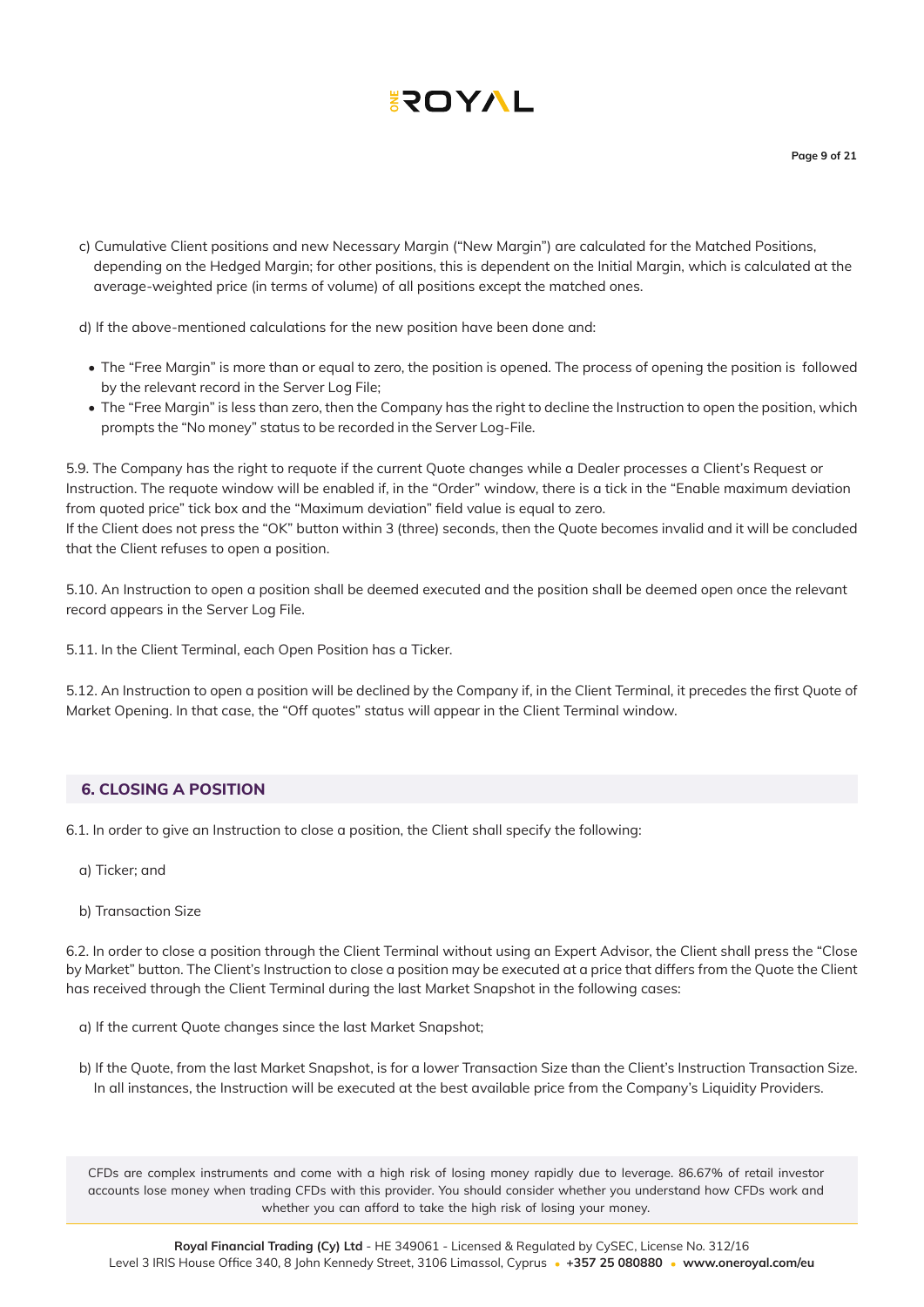c) Cumulative Client positions and new Necessary Margin ("New Margin") are calculated for the Matched Positions, depending on the Hedged Margin; for other positions, this is dependent on the Initial Margin, which is calculated at the average-weighted price (in terms of volume) of all positions except the matched ones.

d) If the above-mentioned calculations for the new position have been done and:

- The "Free Margin" is more than or equal to zero, the position is opened. The process of opening the position is followed by the relevant record in the Server Log File;
- The "Free Margin" is less than zero, then the Company has the right to decline the Instruction to open the position, which prompts the "No money" status to be recorded in the Server Log-File.

5.9. The Company has the right to requote if the current Quote changes while a Dealer processes a Client's Request or Instruction. The requote window will be enabled if, in the "Order" window, there is a tick in the "Enable maximum deviation from quoted price" tick box and the "Maximum deviation" field value is equal to zero.
If the Client does not press the "OK" button within 3 (three) seconds, then the Quote becomes invalid and it will be concluded that the Client refuses to open a position.

5.10. An Instruction to open a position shall be deemed executed and the position shall be deemed open once the relevant record appears in the Server Log File.

5.11. In the Client Terminal, each Open Position has a Ticker.

5.12. An Instruction to open a position will be declined by the Company if, in the Client Terminal, it precedes the first Quote of Market Opening. In that case, the "Off quotes" status will appear in the Client Terminal window.

## 6. CLOSING A POSITION

6.1. In order to give an Instruction to close a position, the Client shall specify the following:

a) Ticker; and

b) Transaction Size

6.2. In order to close a position through the Client Terminal without using an Expert Advisor, the Client shall press the "Close by Market" button. The Client's Instruction to close a position may be executed at a price that differs from the Quote the Client has received through the Client Terminal during the last Market Snapshot in the following cases:

a) If the current Quote changes since the last Market Snapshot;

b) If the Quote, from the last Market Snapshot, is for a lower Transaction Size than the Client's Instruction Transaction Size. In all instances, the Instruction will be executed at the best available price from the Company's Liquidity Providers.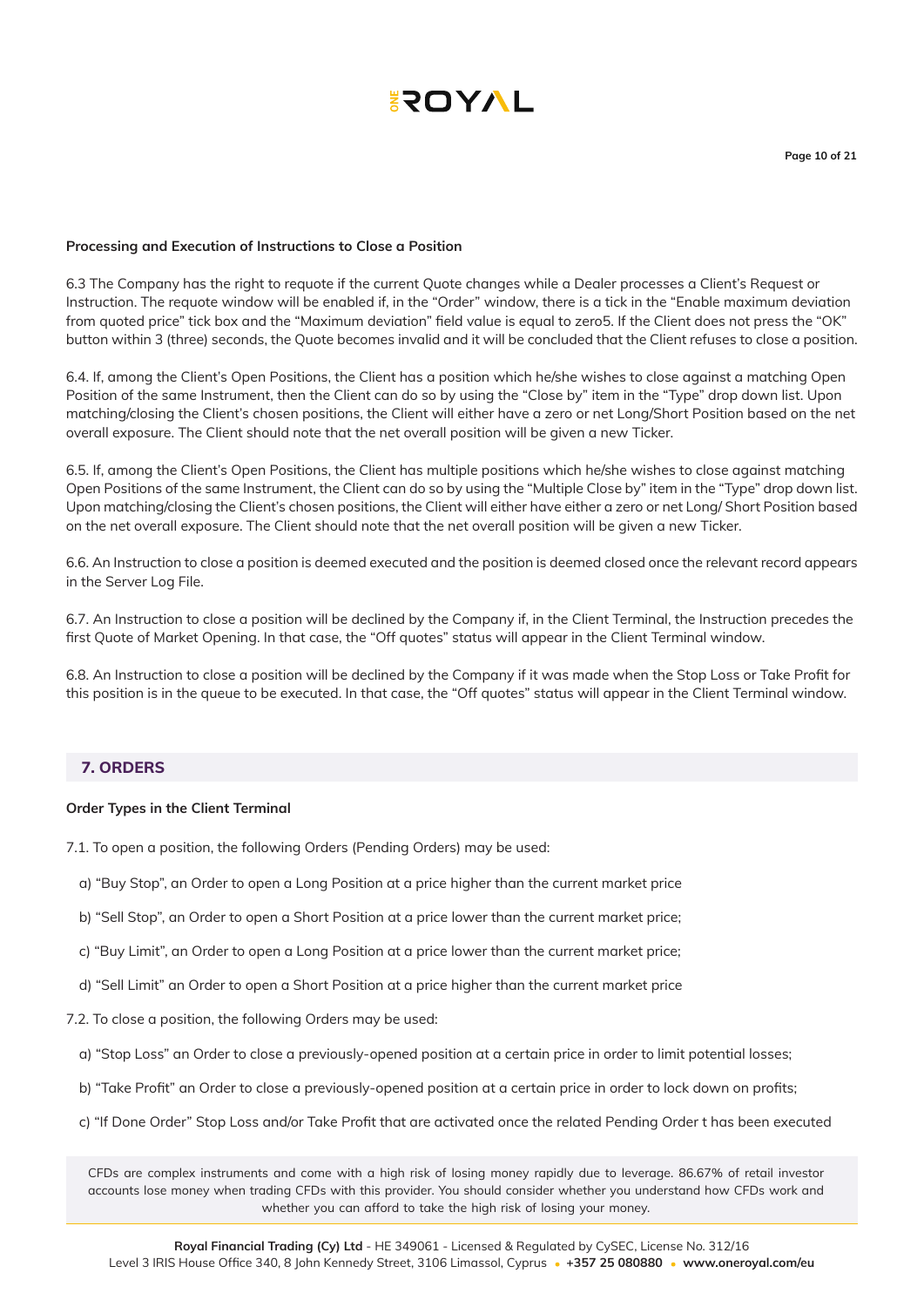**Processing and Execution of Instructions to Close a Position**

6.3 The Company has the right to requote if the current Quote changes while a Dealer processes a Client's Request or Instruction. The requote window will be enabled if, in the "Order" window, there is a tick in the "Enable maximum deviation from quoted price" tick box and the "Maximum deviation" field value is equal to zero5. If the Client does not press the "OK" button within 3 (three) seconds, the Quote becomes invalid and it will be concluded that the Client refuses to close a position.

6.4. If, among the Client's Open Positions, the Client has a position which he/she wishes to close against a matching Open Position of the same Instrument, then the Client can do so by using the "Close by" item in the "Type" drop down list. Upon matching/closing the Client's chosen positions, the Client will either have a zero or net Long/Short Position based on the net overall exposure. The Client should note that the net overall position will be given a new Ticker.

6.5. If, among the Client's Open Positions, the Client has multiple positions which he/she wishes to close against matching Open Positions of the same Instrument, the Client can do so by using the "Multiple Close by" item in the "Type" drop down list. Upon matching/closing the Client's chosen positions, the Client will either have either a zero or net Long/ Short Position based on the net overall exposure. The Client should note that the net overall position will be given a new Ticker.

6.6. An Instruction to close a position is deemed executed and the position is deemed closed once the relevant record appears in the Server Log File.

6.7. An Instruction to close a position will be declined by the Company if, in the Client Terminal, the Instruction precedes the first Quote of Market Opening. In that case, the "Off quotes" status will appear in the Client Terminal window.

6.8. An Instruction to close a position will be declined by the Company if it was made when the Stop Loss or Take Profit for this position is in the queue to be executed. In that case, the "Off quotes" status will appear in the Client Terminal window.

## 7. ORDERS

**Order Types in the Client Terminal**

7.1. To open a position, the following Orders (Pending Orders) may be used:

a) "Buy Stop", an Order to open a Long Position at a price higher than the current market price

b) "Sell Stop", an Order to open a Short Position at a price lower than the current market price;

c) "Buy Limit", an Order to open a Long Position at a price lower than the current market price;

d) "Sell Limit" an Order to open a Short Position at a price higher than the current market price

7.2. To close a position, the following Orders may be used:

a) "Stop Loss" an Order to close a previously-opened position at a certain price in order to limit potential losses;

b) "Take Profit" an Order to close a previously-opened position at a certain price in order to lock down on profits;

c) "If Done Order" Stop Loss and/or Take Profit that are activated once the related Pending Order t has been executed

CFDs are complex instruments and come with a high risk of losing money rapidly due to leverage. 86.67% of retail investor accounts lose money when trading CFDs with this provider. You should consider whether you understand how CFDs work and whether you can afford to take the high risk of losing your money.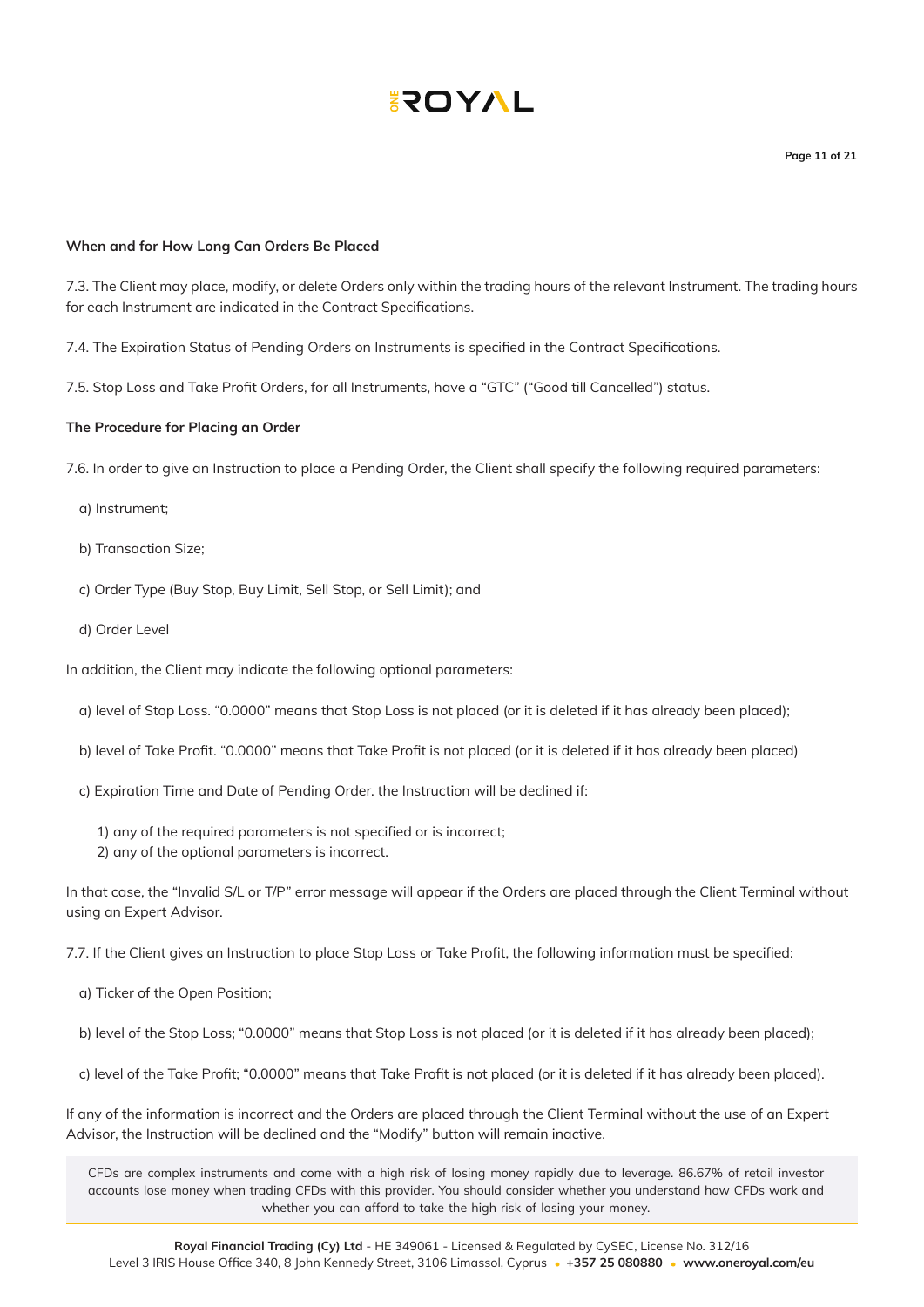**When and for How Long Can Orders Be Placed**

7.3. The Client may place, modify, or delete Orders only within the trading hours of the relevant Instrument. The trading hours for each Instrument are indicated in the Contract Specifications.

7.4. The Expiration Status of Pending Orders on Instruments is specified in the Contract Specifications.

7.5. Stop Loss and Take Profit Orders, for all Instruments, have a "GTC" ("Good till Cancelled") status.

**The Procedure for Placing an Order**

7.6. In order to give an Instruction to place a Pending Order, the Client shall specify the following required parameters:

a) Instrument;

b) Transaction Size;

c) Order Type (Buy Stop, Buy Limit, Sell Stop, or Sell Limit); and

d) Order Level

In addition, the Client may indicate the following optional parameters:

a) level of Stop Loss. "0.0000" means that Stop Loss is not placed (or it is deleted if it has already been placed);

b) level of Take Profit. "0.0000" means that Take Profit is not placed (or it is deleted if it has already been placed)

c) Expiration Time and Date of Pending Order. the Instruction will be declined if:

1) any of the required parameters is not specified or is incorrect;
2) any of the optional parameters is incorrect.

In that case, the "Invalid S/L or T/P" error message will appear if the Orders are placed through the Client Terminal without using an Expert Advisor.

7.7. If the Client gives an Instruction to place Stop Loss or Take Profit, the following information must be specified:

a) Ticker of the Open Position;

b) level of the Stop Loss; "0.0000" means that Stop Loss is not placed (or it is deleted if it has already been placed);

c) level of the Take Profit; "0.0000" means that Take Profit is not placed (or it is deleted if it has already been placed).

If any of the information is incorrect and the Orders are placed through the Client Terminal without the use of an Expert Advisor, the Instruction will be declined and the "Modify" button will remain inactive.

CFDs are complex instruments and come with a high risk of losing money rapidly due to leverage. 86.67% of retail investor accounts lose money when trading CFDs with this provider. You should consider whether you understand how CFDs work and whether you can afford to take the high risk of losing your money.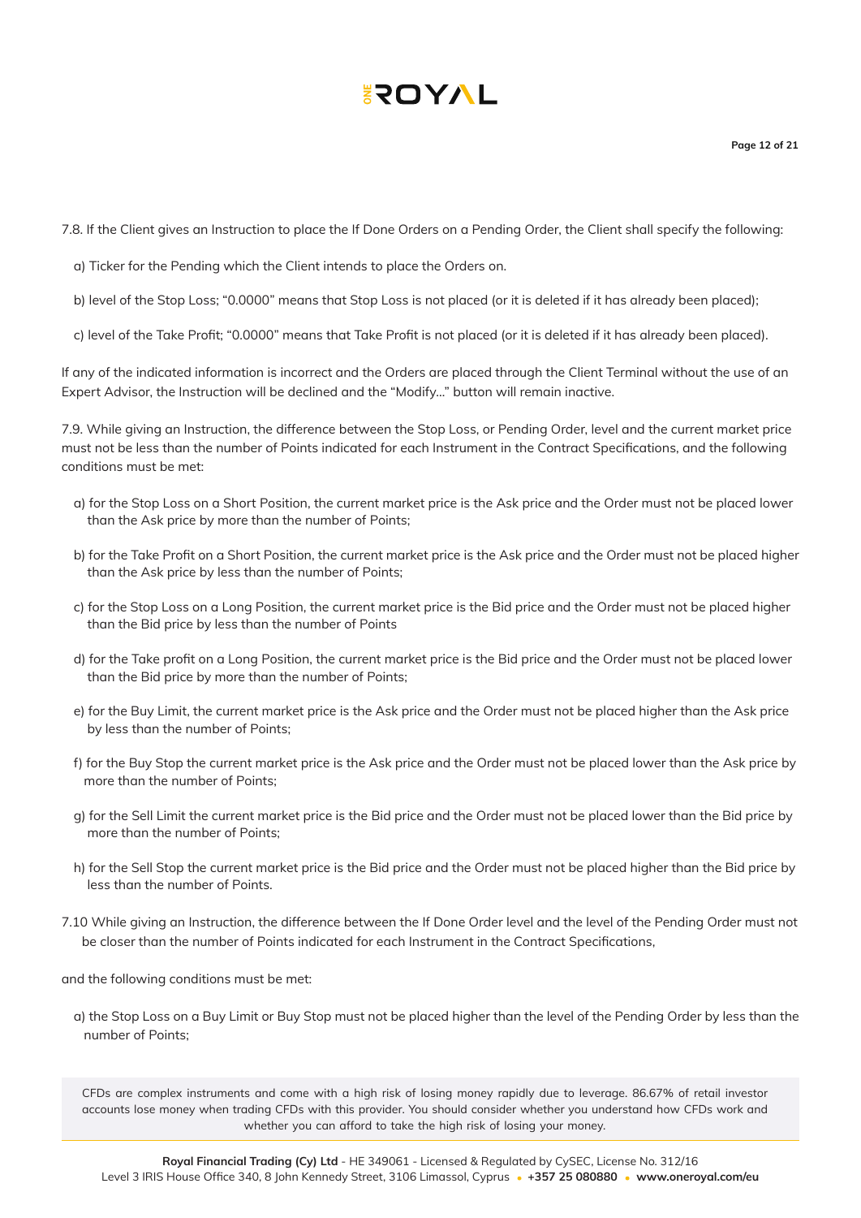7.8. If the Client gives an Instruction to place the If Done Orders on a Pending Order, the Client shall specify the following:

a) Ticker for the Pending which the Client intends to place the Orders on.

b) level of the Stop Loss; “0.0000” means that Stop Loss is not placed (or it is deleted if it has already been placed);

c) level of the Take Profit; “0.0000” means that Take Profit is not placed (or it is deleted if it has already been placed).

If any of the indicated information is incorrect and the Orders are placed through the Client Terminal without the use of an Expert Advisor, the Instruction will be declined and the “Modify...” button will remain inactive.

7.9. While giving an Instruction, the difference between the Stop Loss, or Pending Order, level and the current market price must not be less than the number of Points indicated for each Instrument in the Contract Specifications, and the following conditions must be met:

a) for the Stop Loss on a Short Position, the current market price is the Ask price and the Order must not be placed lower than the Ask price by more than the number of Points;

b) for the Take Profit on a Short Position, the current market price is the Ask price and the Order must not be placed higher than the Ask price by less than the number of Points;

c) for the Stop Loss on a Long Position, the current market price is the Bid price and the Order must not be placed higher than the Bid price by less than the number of Points

d) for the Take profit on a Long Position, the current market price is the Bid price and the Order must not be placed lower than the Bid price by more than the number of Points;

e) for the Buy Limit, the current market price is the Ask price and the Order must not be placed higher than the Ask price by less than the number of Points;

f) for the Buy Stop the current market price is the Ask price and the Order must not be placed lower than the Ask price by more than the number of Points;

g) for the Sell Limit the current market price is the Bid price and the Order must not be placed lower than the Bid price by more than the number of Points;

h) for the Sell Stop the current market price is the Bid price and the Order must not be placed higher than the Bid price by less than the number of Points.

7.10 While giving an Instruction, the difference between the If Done Order level and the level of the Pending Order must not be closer than the number of Points indicated for each Instrument in the Contract Specifications,

and the following conditions must be met:

a) the Stop Loss on a Buy Limit or Buy Stop must not be placed higher than the level of the Pending Order by less than the number of Points;

CFDs are complex instruments and come with a high risk of losing money rapidly due to leverage. 86.67% of retail investor accounts lose money when trading CFDs with this provider. You should consider whether you understand how CFDs work and whether you can afford to take the high risk of losing your money.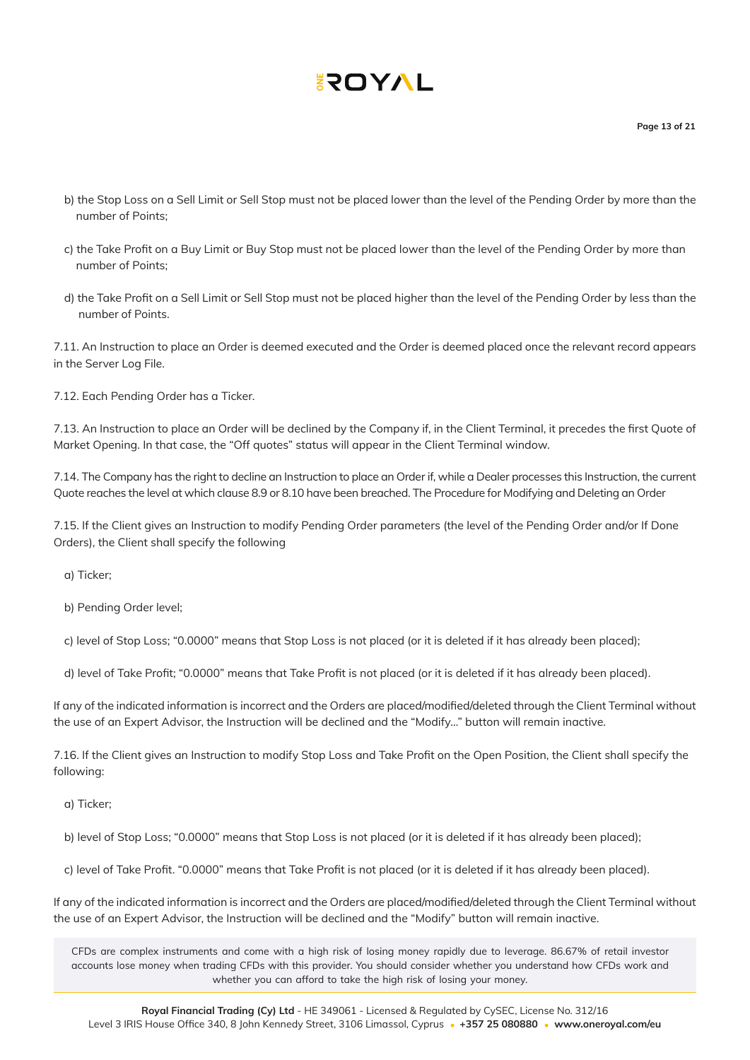b) the Stop Loss on a Sell Limit or Sell Stop must not be placed lower than the level of the Pending Order by more than the number of Points;

c) the Take Profit on a Buy Limit or Buy Stop must not be placed lower than the level of the Pending Order by more than number of Points;

d) the Take Profit on a Sell Limit or Sell Stop must not be placed higher than the level of the Pending Order by less than the number of Points.

7.11. An Instruction to place an Order is deemed executed and the Order is deemed placed once the relevant record appears in the Server Log File.

7.12. Each Pending Order has a Ticker.

7.13. An Instruction to place an Order will be declined by the Company if, in the Client Terminal, it precedes the first Quote of Market Opening. In that case, the "Off quotes" status will appear in the Client Terminal window.

7.14. The Company has the right to decline an Instruction to place an Order if, while a Dealer processes this Instruction, the current Quote reaches the level at which clause 8.9 or 8.10 have been breached. The Procedure for Modifying and Deleting an Order

7.15. If the Client gives an Instruction to modify Pending Order parameters (the level of the Pending Order and/or If Done Orders), the Client shall specify the following

a) Ticker;

b) Pending Order level;

c) level of Stop Loss; "0.0000" means that Stop Loss is not placed (or it is deleted if it has already been placed);

d) level of Take Profit; "0.0000" means that Take Profit is not placed (or it is deleted if it has already been placed).

If any of the indicated information is incorrect and the Orders are placed/modified/deleted through the Client Terminal without the use of an Expert Advisor, the Instruction will be declined and the "Modify..." button will remain inactive.

7.16. If the Client gives an Instruction to modify Stop Loss and Take Profit on the Open Position, the Client shall specify the following:

a) Ticker;

b) level of Stop Loss; "0.0000" means that Stop Loss is not placed (or it is deleted if it has already been placed);

c) level of Take Profit. "0.0000" means that Take Profit is not placed (or it is deleted if it has already been placed).

If any of the indicated information is incorrect and the Orders are placed/modified/deleted through the Client Terminal without the use of an Expert Advisor, the Instruction will be declined and the "Modify" button will remain inactive.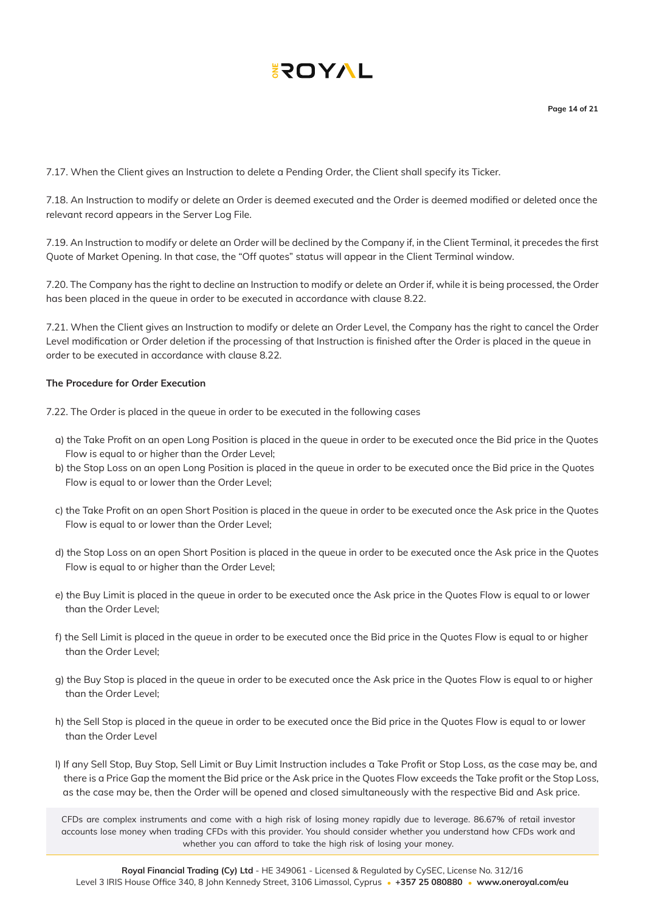7.17. When the Client gives an Instruction to delete a Pending Order, the Client shall specify its Ticker.

7.18. An Instruction to modify or delete an Order is deemed executed and the Order is deemed modified or deleted once the relevant record appears in the Server Log File.

7.19. An Instruction to modify or delete an Order will be declined by the Company if, in the Client Terminal, it precedes the first Quote of Market Opening. In that case, the "Off quotes" status will appear in the Client Terminal window.

7.20. The Company has the right to decline an Instruction to modify or delete an Order if, while it is being processed, the Order has been placed in the queue in order to be executed in accordance with clause 8.22.

7.21. When the Client gives an Instruction to modify or delete an Order Level, the Company has the right to cancel the Order Level modification or Order deletion if the processing of that Instruction is finished after the Order is placed in the queue in order to be executed in accordance with clause 8.22.

**The Procedure for Order Execution**

7.22. The Order is placed in the queue in order to be executed in the following cases

a) the Take Profit on an open Long Position is placed in the queue in order to be executed once the Bid price in the Quotes Flow is equal to or higher than the Order Level;

b) the Stop Loss on an open Long Position is placed in the queue in order to be executed once the Bid price in the Quotes Flow is equal to or lower than the Order Level;

c) the Take Profit on an open Short Position is placed in the queue in order to be executed once the Ask price in the Quotes Flow is equal to or lower than the Order Level;

d) the Stop Loss on an open Short Position is placed in the queue in order to be executed once the Ask price in the Quotes Flow is equal to or higher than the Order Level;

e) the Buy Limit is placed in the queue in order to be executed once the Ask price in the Quotes Flow is equal to or lower than the Order Level;

f) the Sell Limit is placed in the queue in order to be executed once the Bid price in the Quotes Flow is equal to or higher than the Order Level;

g) the Buy Stop is placed in the queue in order to be executed once the Ask price in the Quotes Flow is equal to or higher than the Order Level;

h) the Sell Stop is placed in the queue in order to be executed once the Bid price in the Quotes Flow is equal to or lower than the Order Level

l) If any Sell Stop, Buy Stop, Sell Limit or Buy Limit Instruction includes a Take Profit or Stop Loss, as the case may be, and there is a Price Gap the moment the Bid price or the Ask price in the Quotes Flow exceeds the Take profit or the Stop Loss, as the case may be, then the Order will be opened and closed simultaneously with the respective Bid and Ask price.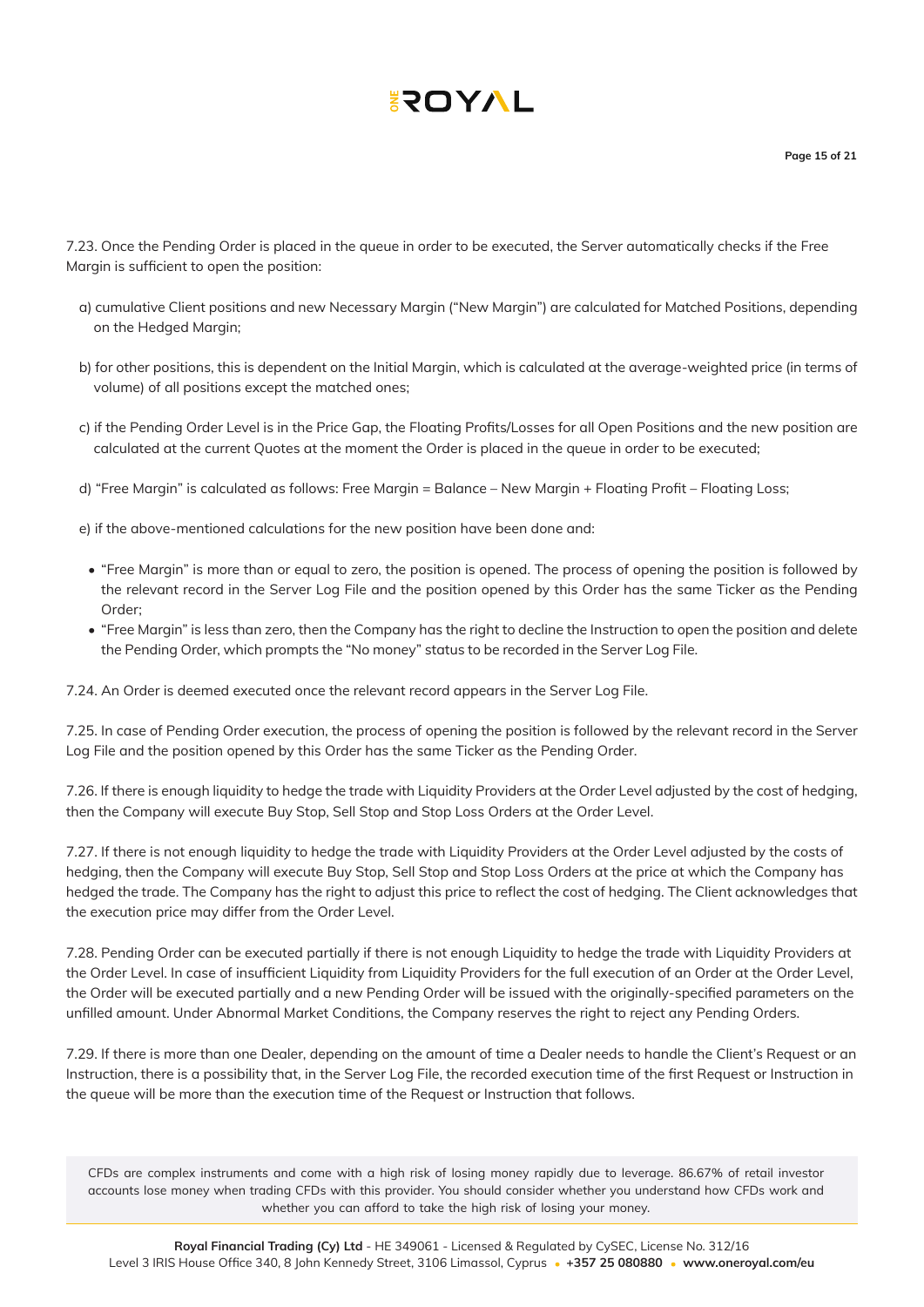7.23. Once the Pending Order is placed in the queue in order to be executed, the Server automatically checks if the Free Margin is sufficient to open the position:

a) cumulative Client positions and new Necessary Margin ("New Margin") are calculated for Matched Positions, depending on the Hedged Margin;

b) for other positions, this is dependent on the Initial Margin, which is calculated at the average-weighted price (in terms of volume) of all positions except the matched ones;

c) if the Pending Order Level is in the Price Gap, the Floating Profits/Losses for all Open Positions and the new position are calculated at the current Quotes at the moment the Order is placed in the queue in order to be executed;

d) "Free Margin" is calculated as follows: Free Margin = Balance – New Margin + Floating Profit – Floating Loss;

e) if the above-mentioned calculations for the new position have been done and:

- "Free Margin" is more than or equal to zero, the position is opened. The process of opening the position is followed by the relevant record in the Server Log File and the position opened by this Order has the same Ticker as the Pending Order;
- "Free Margin" is less than zero, then the Company has the right to decline the Instruction to open the position and delete the Pending Order, which prompts the "No money" status to be recorded in the Server Log File.

7.24. An Order is deemed executed once the relevant record appears in the Server Log File.

7.25. In case of Pending Order execution, the process of opening the position is followed by the relevant record in the Server Log File and the position opened by this Order has the same Ticker as the Pending Order.

7.26. If there is enough liquidity to hedge the trade with Liquidity Providers at the Order Level adjusted by the cost of hedging, then the Company will execute Buy Stop, Sell Stop and Stop Loss Orders at the Order Level.

7.27. If there is not enough liquidity to hedge the trade with Liquidity Providers at the Order Level adjusted by the costs of hedging, then the Company will execute Buy Stop, Sell Stop and Stop Loss Orders at the price at which the Company has hedged the trade. The Company has the right to adjust this price to reflect the cost of hedging. The Client acknowledges that the execution price may differ from the Order Level.

7.28. Pending Order can be executed partially if there is not enough Liquidity to hedge the trade with Liquidity Providers at the Order Level. In case of insufficient Liquidity from Liquidity Providers for the full execution of an Order at the Order Level, the Order will be executed partially and a new Pending Order will be issued with the originally-specified parameters on the unfilled amount. Under Abnormal Market Conditions, the Company reserves the right to reject any Pending Orders.

7.29. If there is more than one Dealer, depending on the amount of time a Dealer needs to handle the Client's Request or an Instruction, there is a possibility that, in the Server Log File, the recorded execution time of the first Request or Instruction in the queue will be more than the execution time of the Request or Instruction that follows.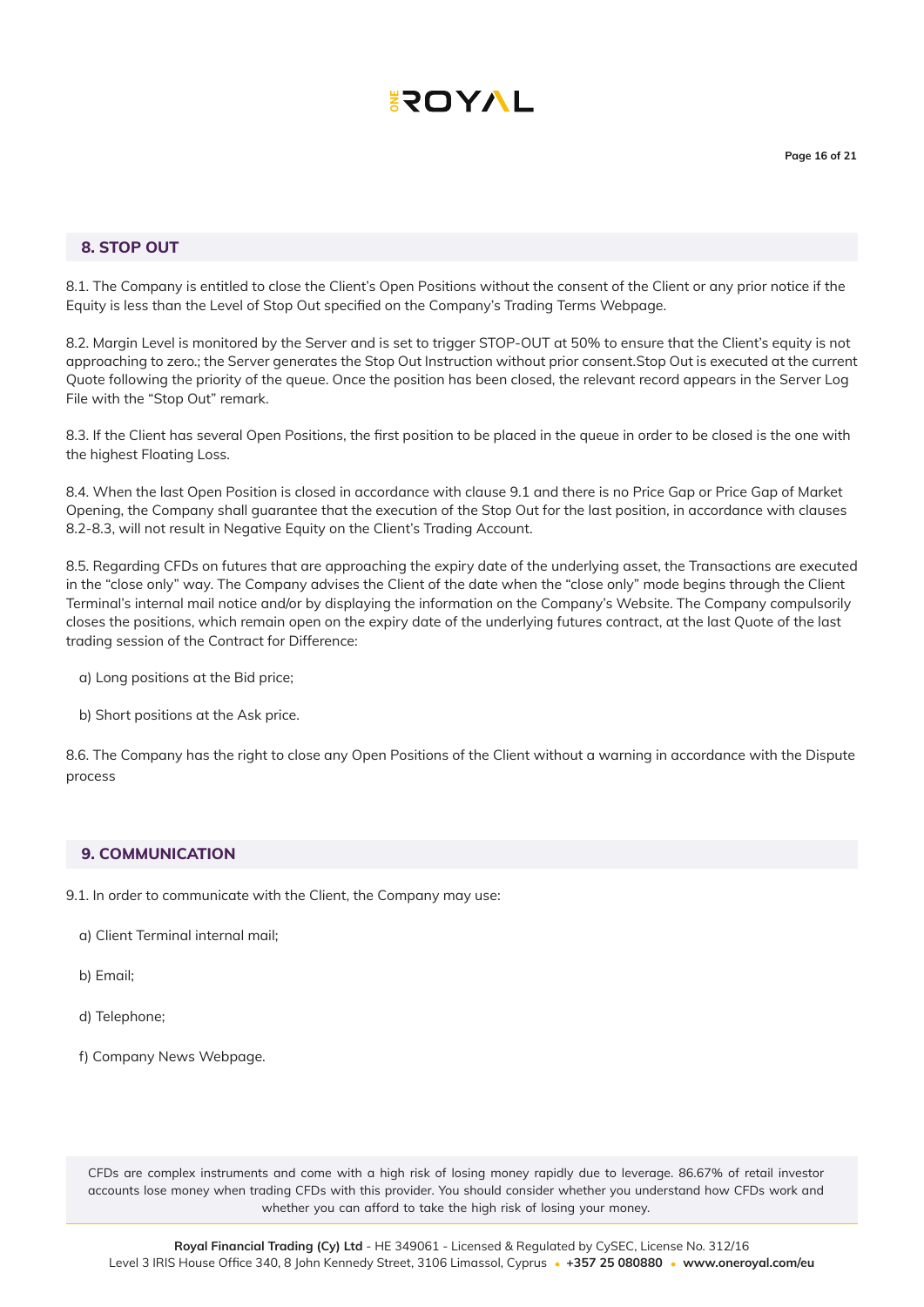## 8. STOP OUT

8.1. The Company is entitled to close the Client's Open Positions without the consent of the Client or any prior notice if the Equity is less than the Level of Stop Out specified on the Company's Trading Terms Webpage.

8.2. Margin Level is monitored by the Server and is set to trigger STOP-OUT at 50% to ensure that the Client's equity is not approaching to zero.; the Server generates the Stop Out Instruction without prior consent.Stop Out is executed at the current Quote following the priority of the queue. Once the position has been closed, the relevant record appears in the Server Log File with the "Stop Out" remark.

8.3. If the Client has several Open Positions, the first position to be placed in the queue in order to be closed is the one with the highest Floating Loss.

8.4. When the last Open Position is closed in accordance with clause 9.1 and there is no Price Gap or Price Gap of Market Opening, the Company shall guarantee that the execution of the Stop Out for the last position, in accordance with clauses 8.2-8.3, will not result in Negative Equity on the Client's Trading Account.

8.5. Regarding CFDs on futures that are approaching the expiry date of the underlying asset, the Transactions are executed in the "close only" way. The Company advises the Client of the date when the "close only" mode begins through the Client Terminal's internal mail notice and/or by displaying the information on the Company's Website. The Company compulsorily closes the positions, which remain open on the expiry date of the underlying futures contract, at the last Quote of the last trading session of the Contract for Difference:

a) Long positions at the Bid price;

b) Short positions at the Ask price.

8.6. The Company has the right to close any Open Positions of the Client without a warning in accordance with the Dispute process

## 9. COMMUNICATION

9.1. In order to communicate with the Client, the Company may use:

a) Client Terminal internal mail;

b) Email;

d) Telephone;

f) Company News Webpage.

CFDs are complex instruments and come with a high risk of losing money rapidly due to leverage. 86.67% of retail investor accounts lose money when trading CFDs with this provider. You should consider whether you understand how CFDs work and whether you can afford to take the high risk of losing your money.

**Royal Financial Trading (Cy) Ltd** - HE 349061 - Licensed & Regulated by CySEC, License No. 312/16
Level 3 IRIS House Office 340, 8 John Kennedy Street, 3106 Limassol, Cyprus • **+357 25 080880** • **www.oneroyal.com/eu**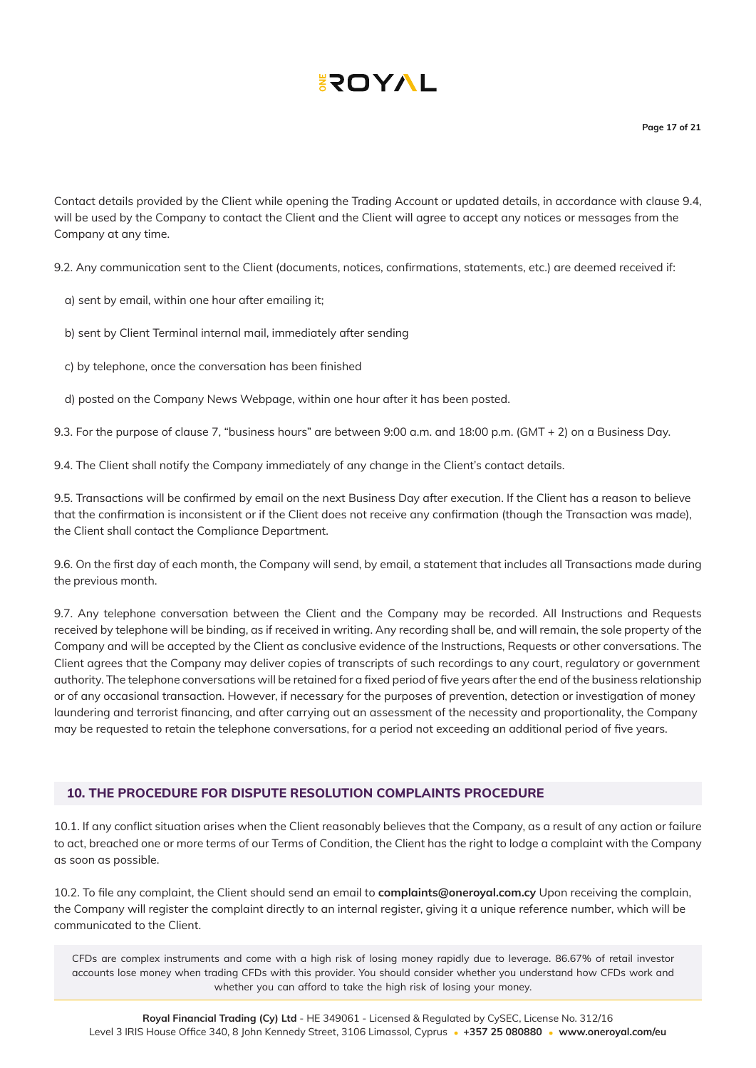Contact details provided by the Client while opening the Trading Account or updated details, in accordance with clause 9.4, will be used by the Company to contact the Client and the Client will agree to accept any notices or messages from the Company at any time.

9.2. Any communication sent to the Client (documents, notices, confirmations, statements, etc.) are deemed received if:

a) sent by email, within one hour after emailing it;

b) sent by Client Terminal internal mail, immediately after sending

c) by telephone, once the conversation has been finished

d) posted on the Company News Webpage, within one hour after it has been posted.

9.3. For the purpose of clause 7, "business hours" are between 9:00 a.m. and 18:00 p.m. (GMT + 2) on a Business Day.

9.4. The Client shall notify the Company immediately of any change in the Client's contact details.

9.5. Transactions will be confirmed by email on the next Business Day after execution. If the Client has a reason to believe that the confirmation is inconsistent or if the Client does not receive any confirmation (though the Transaction was made), the Client shall contact the Compliance Department.

9.6. On the first day of each month, the Company will send, by email, a statement that includes all Transactions made during the previous month.

9.7. Any telephone conversation between the Client and the Company may be recorded. All Instructions and Requests received by telephone will be binding, as if received in writing. Any recording shall be, and will remain, the sole property of the Company and will be accepted by the Client as conclusive evidence of the Instructions, Requests or other conversations. The Client agrees that the Company may deliver copies of transcripts of such recordings to any court, regulatory or government authority. The telephone conversations will be retained for a fixed period of five years after the end of the business relationship or of any occasional transaction. However, if necessary for the purposes of prevention, detection or investigation of money laundering and terrorist financing, and after carrying out an assessment of the necessity and proportionality, the Company may be requested to retain the telephone conversations, for a period not exceeding an additional period of five years.

## 10. THE PROCEDURE FOR DISPUTE RESOLUTION COMPLAINTS PROCEDURE

10.1. If any conflict situation arises when the Client reasonably believes that the Company, as a result of any action or failure to act, breached one or more terms of our Terms of Condition, the Client has the right to lodge a complaint with the Company as soon as possible.

10.2. To file any complaint, the Client should send an email to **complaints@oneroyal.com.cy** Upon receiving the complain, the Company will register the complaint directly to an internal register, giving it a unique reference number, which will be communicated to the Client.

CFDs are complex instruments and come with a high risk of losing money rapidly due to leverage. 86.67% of retail investor accounts lose money when trading CFDs with this provider. You should consider whether you understand how CFDs work and whether you can afford to take the high risk of losing your money.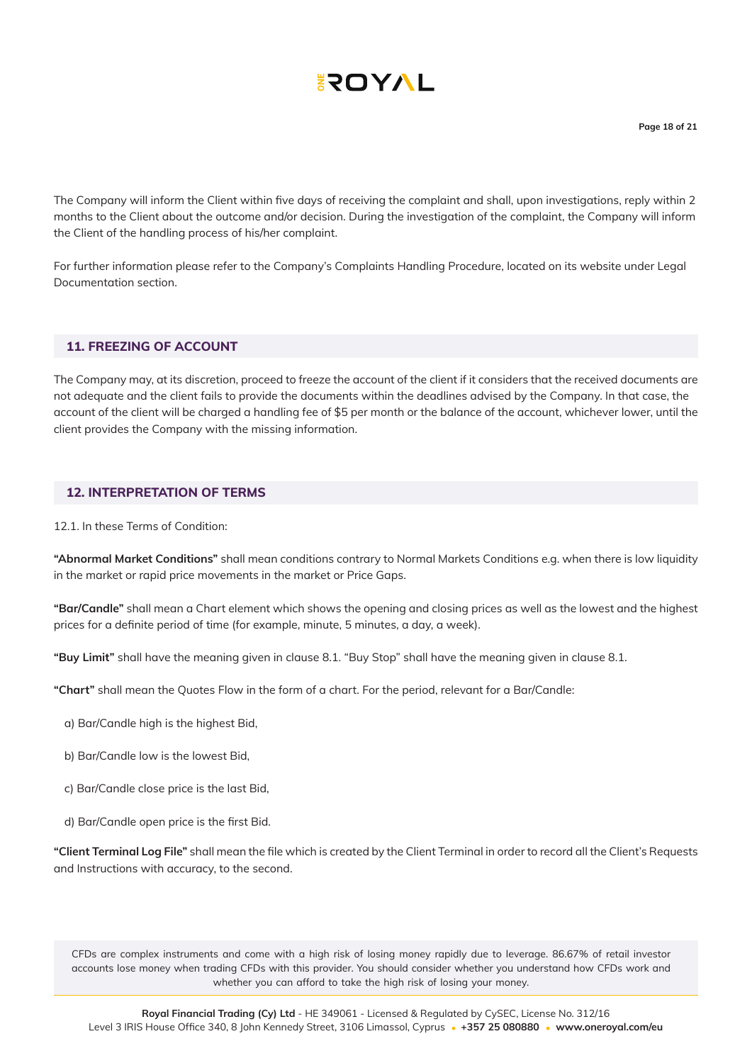The Company will inform the Client within five days of receiving the complaint and shall, upon investigations, reply within 2 months to the Client about the outcome and/or decision. During the investigation of the complaint, the Company will inform the Client of the handling process of his/her complaint.

For further information please refer to the Company's Complaints Handling Procedure, located on its website under Legal Documentation section.

## 11. FREEZING OF ACCOUNT

The Company may, at its discretion, proceed to freeze the account of the client if it considers that the received documents are not adequate and the client fails to provide the documents within the deadlines advised by the Company. In that case, the account of the client will be charged a handling fee of $5 per month or the balance of the account, whichever lower, until the client provides the Company with the missing information.

## 12. INTERPRETATION OF TERMS

12.1. In these Terms of Condition:

**"Abnormal Market Conditions"** shall mean conditions contrary to Normal Markets Conditions e.g. when there is low liquidity in the market or rapid price movements in the market or Price Gaps.

**"Bar/Candle"** shall mean a Chart element which shows the opening and closing prices as well as the lowest and the highest prices for a definite period of time (for example, minute, 5 minutes, a day, a week).

**"Buy Limit"** shall have the meaning given in clause 8.1. "Buy Stop" shall have the meaning given in clause 8.1.

**"Chart"** shall mean the Quotes Flow in the form of a chart. For the period, relevant for a Bar/Candle:

a) Bar/Candle high is the highest Bid,

b) Bar/Candle low is the lowest Bid,

c) Bar/Candle close price is the last Bid,

d) Bar/Candle open price is the first Bid.

**"Client Terminal Log File"** shall mean the file which is created by the Client Terminal in order to record all the Client's Requests and Instructions with accuracy, to the second.

CFDs are complex instruments and come with a high risk of losing money rapidly due to leverage. 86.67% of retail investor accounts lose money when trading CFDs with this provider. You should consider whether you understand how CFDs work and whether you can afford to take the high risk of losing your money.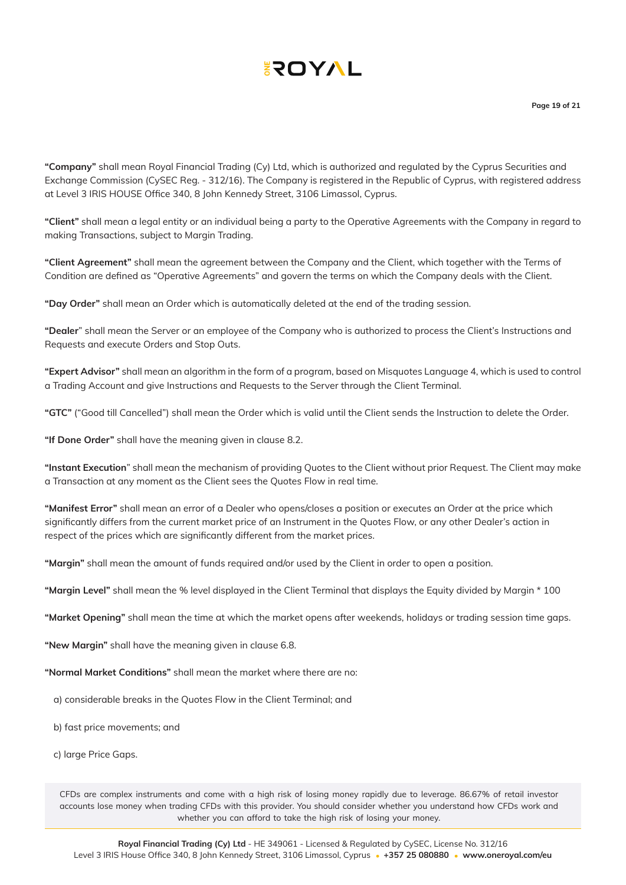**"Company"** shall mean Royal Financial Trading (Cy) Ltd, which is authorized and regulated by the Cyprus Securities and Exchange Commission (CySEC Reg. - 312/16). The Company is registered in the Republic of Cyprus, with registered address at Level 3 IRIS HOUSE Office 340, 8 John Kennedy Street, 3106 Limassol, Cyprus.

**"Client"** shall mean a legal entity or an individual being a party to the Operative Agreements with the Company in regard to making Transactions, subject to Margin Trading.

**"Client Agreement"** shall mean the agreement between the Company and the Client, which together with the Terms of Condition are defined as "Operative Agreements" and govern the terms on which the Company deals with the Client.

**"Day Order"** shall mean an Order which is automatically deleted at the end of the trading session.

**"Dealer"** shall mean the Server or an employee of the Company who is authorized to process the Client's Instructions and Requests and execute Orders and Stop Outs.

**"Expert Advisor"** shall mean an algorithm in the form of a program, based on Misquotes Language 4, which is used to control a Trading Account and give Instructions and Requests to the Server through the Client Terminal.

**"GTC"** ("Good till Cancelled") shall mean the Order which is valid until the Client sends the Instruction to delete the Order.

**"If Done Order"** shall have the meaning given in clause 8.2.

**"Instant Execution"** shall mean the mechanism of providing Quotes to the Client without prior Request. The Client may make a Transaction at any moment as the Client sees the Quotes Flow in real time.

**"Manifest Error"** shall mean an error of a Dealer who opens/closes a position or executes an Order at the price which significantly differs from the current market price of an Instrument in the Quotes Flow, or any other Dealer's action in respect of the prices which are significantly different from the market prices.

**"Margin"** shall mean the amount of funds required and/or used by the Client in order to open a position.

**"Margin Level"** shall mean the % level displayed in the Client Terminal that displays the Equity divided by Margin * 100

**"Market Opening"** shall mean the time at which the market opens after weekends, holidays or trading session time gaps.

**"New Margin"** shall have the meaning given in clause 6.8.

**"Normal Market Conditions"** shall mean the market where there are no:

a) considerable breaks in the Quotes Flow in the Client Terminal; and

b) fast price movements; and

c) large Price Gaps.

CFDs are complex instruments and come with a high risk of losing money rapidly due to leverage. 86.67% of retail investor accounts lose money when trading CFDs with this provider. You should consider whether you understand how CFDs work and whether you can afford to take the high risk of losing your money.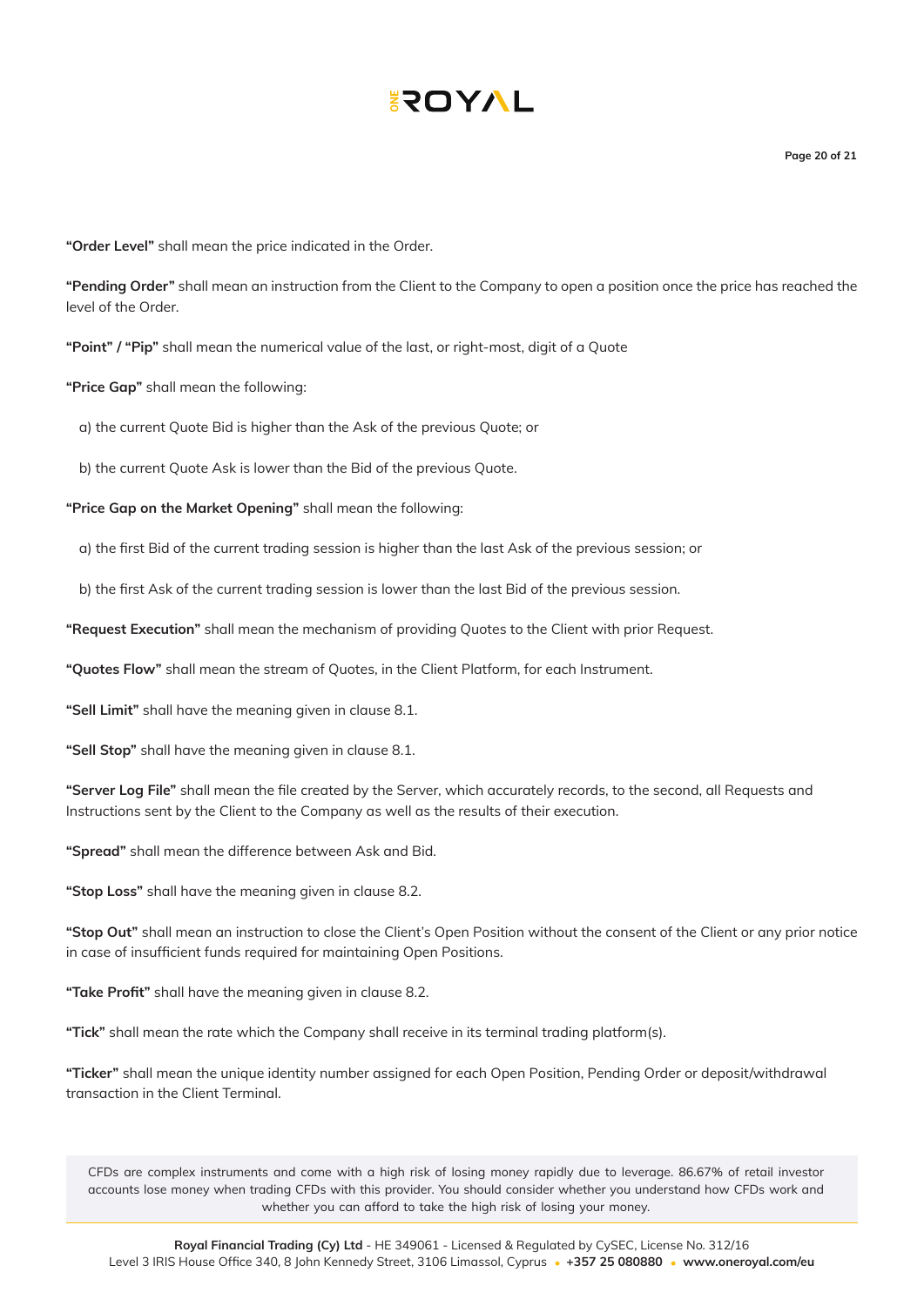**"Order Level"** shall mean the price indicated in the Order.

**"Pending Order"** shall mean an instruction from the Client to the Company to open a position once the price has reached the level of the Order.

**"Point" / "Pip"** shall mean the numerical value of the last, or right-most, digit of a Quote

**"Price Gap"** shall mean the following:

a) the current Quote Bid is higher than the Ask of the previous Quote; or

b) the current Quote Ask is lower than the Bid of the previous Quote.

**"Price Gap on the Market Opening"** shall mean the following:

a) the first Bid of the current trading session is higher than the last Ask of the previous session; or

b) the first Ask of the current trading session is lower than the last Bid of the previous session.

**"Request Execution"** shall mean the mechanism of providing Quotes to the Client with prior Request.

**"Quotes Flow"** shall mean the stream of Quotes, in the Client Platform, for each Instrument.

**"Sell Limit"** shall have the meaning given in clause 8.1.

**"Sell Stop"** shall have the meaning given in clause 8.1.

**"Server Log File"** shall mean the file created by the Server, which accurately records, to the second, all Requests and Instructions sent by the Client to the Company as well as the results of their execution.

**"Spread"** shall mean the difference between Ask and Bid.

**"Stop Loss"** shall have the meaning given in clause 8.2.

**"Stop Out"** shall mean an instruction to close the Client's Open Position without the consent of the Client or any prior notice in case of insufficient funds required for maintaining Open Positions.

**"Take Profit"** shall have the meaning given in clause 8.2.

**"Tick"** shall mean the rate which the Company shall receive in its terminal trading platform(s).

**"Ticker"** shall mean the unique identity number assigned for each Open Position, Pending Order or deposit/withdrawal transaction in the Client Terminal.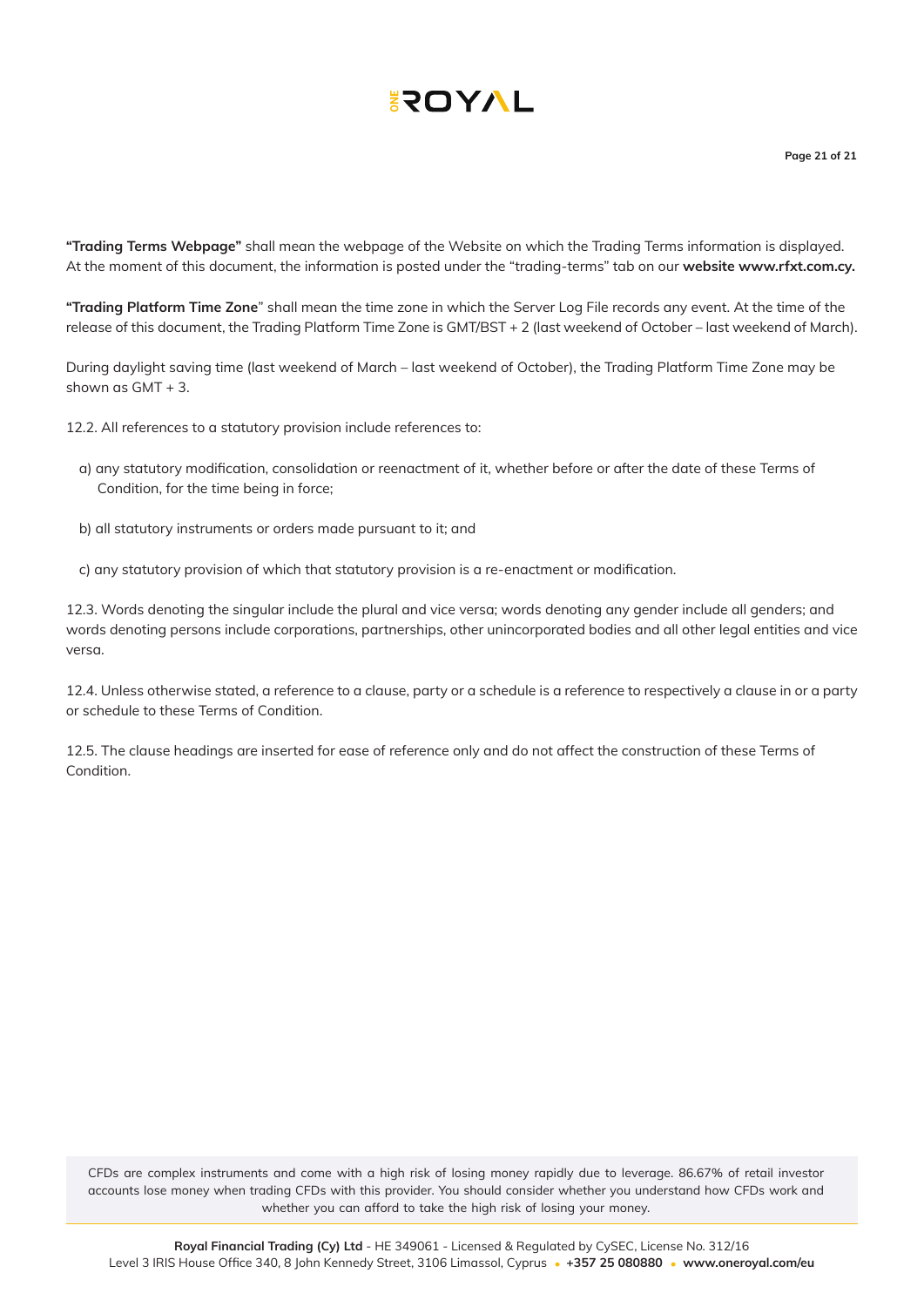**"Trading Terms Webpage"** shall mean the webpage of the Website on which the Trading Terms information is displayed. At the moment of this document, the information is posted under the "trading-terms" tab on our **website www.rfxt.com.cy.**

**"Trading Platform Time Zone"** shall mean the time zone in which the Server Log File records any event. At the time of the release of this document, the Trading Platform Time Zone is GMT/BST + 2 (last weekend of October – last weekend of March).

During daylight saving time (last weekend of March – last weekend of October), the Trading Platform Time Zone may be shown as GMT + 3.

12.2. All references to a statutory provision include references to:

a) any statutory modification, consolidation or reenactment of it, whether before or after the date of these Terms of Condition, for the time being in force;

b) all statutory instruments or orders made pursuant to it; and

c) any statutory provision of which that statutory provision is a re-enactment or modification.

12.3. Words denoting the singular include the plural and vice versa; words denoting any gender include all genders; and words denoting persons include corporations, partnerships, other unincorporated bodies and all other legal entities and vice versa.

12.4. Unless otherwise stated, a reference to a clause, party or a schedule is a reference to respectively a clause in or a party or schedule to these Terms of Condition.

12.5. The clause headings are inserted for ease of reference only and do not affect the construction of these Terms of Condition.

CFDs are complex instruments and come with a high risk of losing money rapidly due to leverage. 86.67% of retail investor accounts lose money when trading CFDs with this provider. You should consider whether you understand how CFDs work and whether you can afford to take the high risk of losing your money.